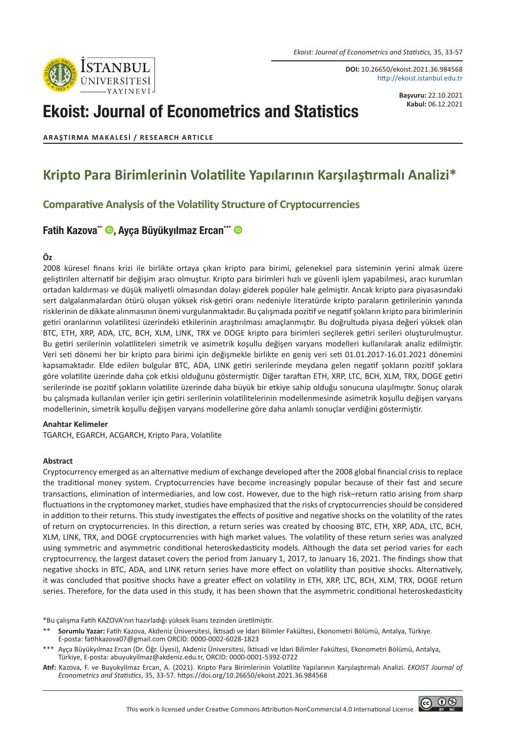**DOI:** 10.26650/ekoist.2021.36.984568
http://ekoist.istanbul.edu.tr

**Başvuru:** 22.10.2021
**Kabul:** 06.12.2021

# Ekoist: Journal of Econometrics and Statistics

**ARAŞTIRMA MAKALESİ / RESEARCH ARTICLE**

## Kripto Para Birimlerinin Volatilite Yapılarının Karşılaştırmalı Analizi*

### Comparative Analysis of the Volatility Structure of Cryptocurrencies

**Fatih Kazova**[**], **Ayça Büyükyılmaz Ercan**[***]

#### Öz

2008 küresel finans krizi ile birlikte ortaya çıkan kripto para birimi, geleneksel para sisteminin yerini almak üzere geliştirilen alternatif bir değişim aracı olmuştur. Kripto para birimleri hızlı ve güvenli işlem yapabilmesi, aracı kurumları ortadan kaldırması ve düşük maliyetli olmasından dolayı giderek popüler hale gelmiştir. Ancak kripto para piyasasındaki sert dalgalanmalardan ötürü oluşan yüksek risk-getiri oranı nedeniyle literatürde kripto paraların getirilerinin yanında risklerinin de dikkate alınmasının önemi vurgulanmaktadır. Bu çalışmada pozitif ve negatif şokların kripto para birimlerinin getiri oranlarının volatilitesi üzerindeki etkilerinin araştırılması amaçlanmıştır. Bu doğrultuda piyasa değeri yüksek olan BTC, ETH, XRP, ADA, LTC, BCH, XLM, LINK, TRX ve DOGE kripto para birimleri seçilerek getiri serileri oluşturulmuştur. Bu getiri serilerinin volatiliteleri simetrik ve asimetrik koşullu değişen varyans modelleri kullanılarak analiz edilmiştir. Veri seti dönemi her bir kripto para birimi için değişmekle birlikte en geniş veri seti 01.01.2017-16.01.2021 dönemini kapsamaktadır. Elde edilen bulgular BTC, ADA, LINK getiri serilerinde meydana gelen negatif şokların pozitif şoklara göre volatilite üzerinde daha çok etkisi olduğunu göstermiştir. Diğer taraftan ETH, XRP, LTC, BCH, XLM, TRX, DOGE getiri serilerinde ise pozitif şokların volatilite üzerinde daha büyük bir etkiye sahip olduğu sonucuna ulaşılmıştır. Sonuç olarak bu çalışmada kullanılan veriler için getiri serilerinin volatilitelerinin modellenmesinde asimetrik koşullu değişen varyans modellerinin, simetrik koşullu değişen varyans modellerine göre daha anlamlı sonuçlar verdiğini göstermiştir.

**Anahtar Kelimeler**
TGARCH, EGARCH, ACGARCH, Kripto Para, Volatilite

#### Abstract

Cryptocurrency emerged as an alternative medium of exchange developed after the 2008 global financial crisis to replace the traditional money system. Cryptocurrencies have become increasingly popular because of their fast and secure transactions, elimination of intermediaries, and low cost. However, due to the high risk–return ratio arising from sharp fluctuations in the cryptomoney market, studies have emphasized that the risks of cryptocurrencies should be considered in addition to their returns. This study investigates the effects of positive and negative shocks on the volatility of the rates of return on cryptocurrencies. In this direction, a return series was created by choosing BTC, ETH, XRP, ADA, LTC, BCH, XLM, LINK, TRX, and DOGE cryptocurrencies with high market values. The volatility of these return series was analyzed using symmetric and asymmetric conditional heteroskedasticity models. Although the data set period varies for each cryptocurrency, the largest dataset covers the period from January 1, 2017, to January 16, 2021. The findings show that negative shocks in BTC, ADA, and LINK return series have more effect on volatility than positive shocks. Alternatively, it was concluded that positive shocks have a greater effect on volatility in ETH, XRP, LTC, BCH, XLM, TRX, DOGE return series. Therefore, for the data used in this study, it has been shown that the asymmetric conditional heteroskedasticity

*Bu çalışma Fatih KAZOVA'nın hazırladığı yüksek lisans tezinden üretilmiştir.

** **Sorumlu Yazar:** Fatih Kazova, Akdeniz Üniversitesi, İktisadi ve İdari Bilimler Fakültesi, Ekonometri Bölümü, Antalya, Türkiye. E-posta: fatihkazova07@gmail.com ORCID: 0000-0002-6028-1823

*** Ayça Büyükyılmaz Ercan (Dr. Öğr. Üyesi), Akdeniz Üniversitesi, İktisadi ve İdari Bilimler Fakültesi, Ekonometri Bölümü, Antalya, Türkiye, E-posta: abuyukyilmaz@akdeniz.edu.tr, ORCID: 0000-0001-5392-0722

**Atıf:** Kazova, F. ve Buyukyilmaz Ercan, A. (2021). Kripto Para Birimlerinin Volatilite Yapılarının Karşılaştırmalı Analizi. *EKOIST Journal of Econometrics and Statistics*, 35, 33-57. https://doi.org/10.26650/ekoist.2021.36.984568

This work is licensed under Creative Commons Attribution-NonCommercial 4.0 International License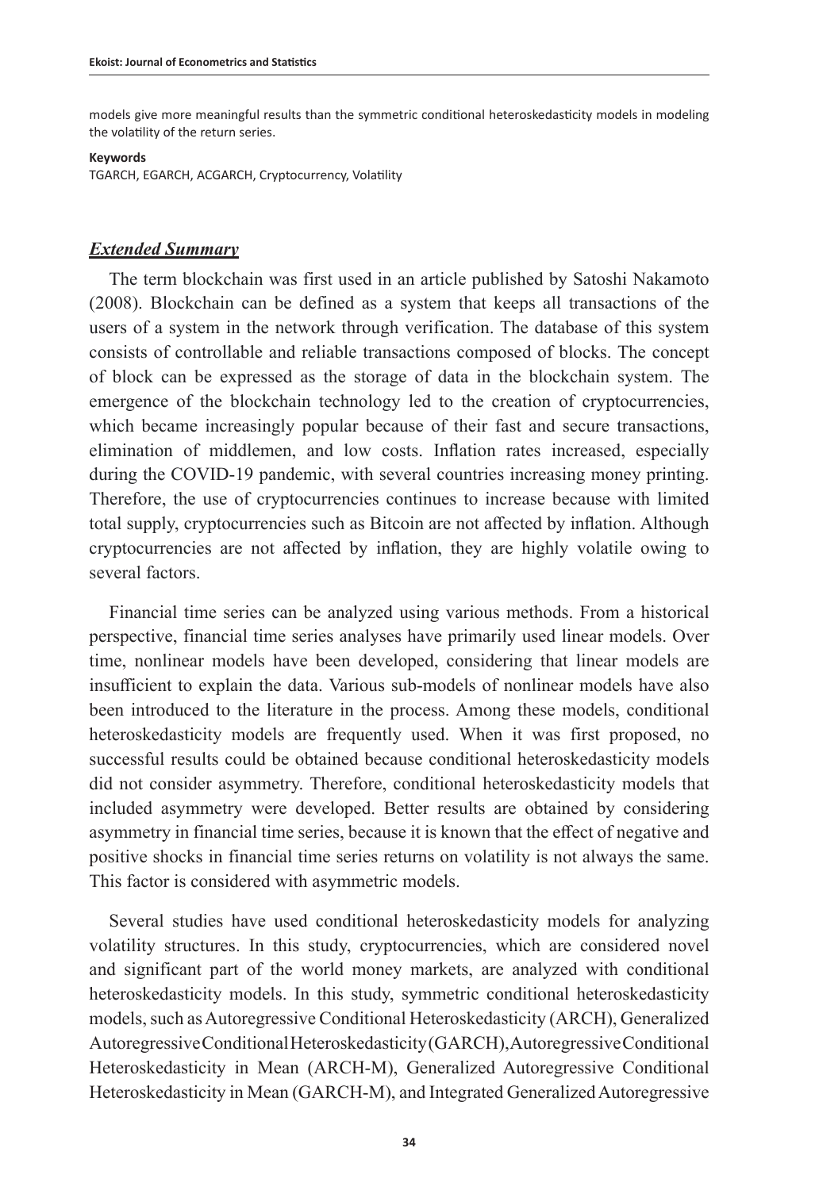models give more meaningful results than the symmetric conditional heteroskedasticity models in modeling the volatility of the return series.

**Keywords**

TGARCH, EGARCH, ACGARCH, Cryptocurrency, Volatility

## ***Extended Summary***

The term blockchain was first used in an article published by Satoshi Nakamoto (2008). Blockchain can be defined as a system that keeps all transactions of the users of a system in the network through verification. The database of this system consists of controllable and reliable transactions composed of blocks. The concept of block can be expressed as the storage of data in the blockchain system. The emergence of the blockchain technology led to the creation of cryptocurrencies, which became increasingly popular because of their fast and secure transactions, elimination of middlemen, and low costs. Inflation rates increased, especially during the COVID-19 pandemic, with several countries increasing money printing. Therefore, the use of cryptocurrencies continues to increase because with limited total supply, cryptocurrencies such as Bitcoin are not affected by inflation. Although cryptocurrencies are not affected by inflation, they are highly volatile owing to several factors.

Financial time series can be analyzed using various methods. From a historical perspective, financial time series analyses have primarily used linear models. Over time, nonlinear models have been developed, considering that linear models are insufficient to explain the data. Various sub-models of nonlinear models have also been introduced to the literature in the process. Among these models, conditional heteroskedasticity models are frequently used. When it was first proposed, no successful results could be obtained because conditional heteroskedasticity models did not consider asymmetry. Therefore, conditional heteroskedasticity models that included asymmetry were developed. Better results are obtained by considering asymmetry in financial time series, because it is known that the effect of negative and positive shocks in financial time series returns on volatility is not always the same. This factor is considered with asymmetric models.

Several studies have used conditional heteroskedasticity models for analyzing volatility structures. In this study, cryptocurrencies, which are considered novel and significant part of the world money markets, are analyzed with conditional heteroskedasticity models. In this study, symmetric conditional heteroskedasticity models, such as Autoregressive Conditional Heteroskedasticity (ARCH), Generalized Autoregressive Conditional Heteroskedasticity (GARCH), Autoregressive Conditional Heteroskedasticity in Mean (ARCH-M), Generalized Autoregressive Conditional Heteroskedasticity in Mean (GARCH-M), and Integrated Generalized Autoregressive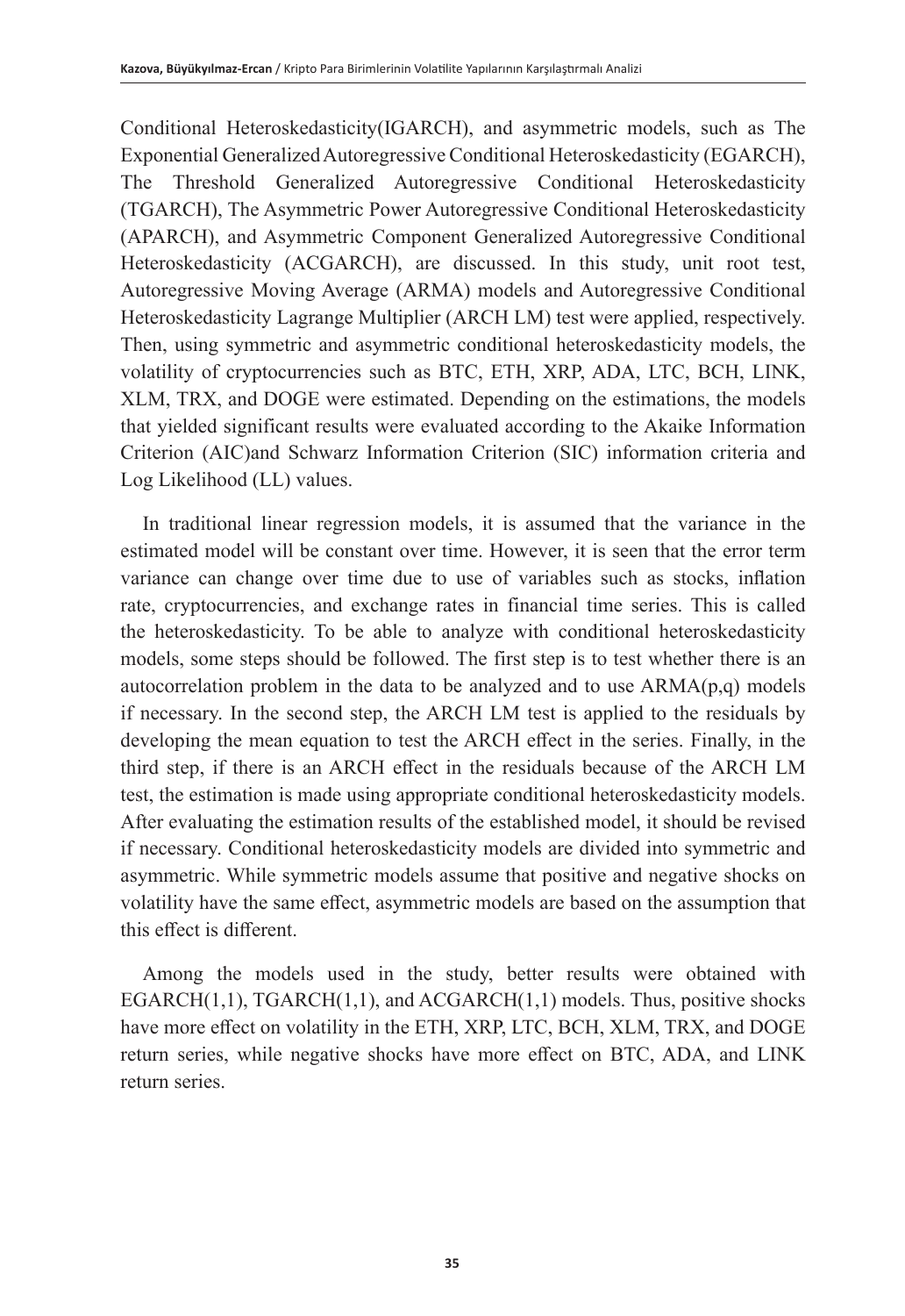Conditional Heteroskedasticity(IGARCH), and asymmetric models, such as The Exponential Generalized Autoregressive Conditional Heteroskedasticity (EGARCH), The Threshold Generalized Autoregressive Conditional Heteroskedasticity (TGARCH), The Asymmetric Power Autoregressive Conditional Heteroskedasticity (APARCH), and Asymmetric Component Generalized Autoregressive Conditional Heteroskedasticity (ACGARCH), are discussed. In this study, unit root test, Autoregressive Moving Average (ARMA) models and Autoregressive Conditional Heteroskedasticity Lagrange Multiplier (ARCH LM) test were applied, respectively. Then, using symmetric and asymmetric conditional heteroskedasticity models, the volatility of cryptocurrencies such as BTC, ETH, XRP, ADA, LTC, BCH, LINK, XLM, TRX, and DOGE were estimated. Depending on the estimations, the models that yielded significant results were evaluated according to the Akaike Information Criterion (AIC)and Schwarz Information Criterion (SIC) information criteria and Log Likelihood (LL) values.

In traditional linear regression models, it is assumed that the variance in the estimated model will be constant over time. However, it is seen that the error term variance can change over time due to use of variables such as stocks, inflation rate, cryptocurrencies, and exchange rates in financial time series. This is called the heteroskedasticity. To be able to analyze with conditional heteroskedasticity models, some steps should be followed. The first step is to test whether there is an autocorrelation problem in the data to be analyzed and to use ARMA(p,q) models if necessary. In the second step, the ARCH LM test is applied to the residuals by developing the mean equation to test the ARCH effect in the series. Finally, in the third step, if there is an ARCH effect in the residuals because of the ARCH LM test, the estimation is made using appropriate conditional heteroskedasticity models. After evaluating the estimation results of the established model, it should be revised if necessary. Conditional heteroskedasticity models are divided into symmetric and asymmetric. While symmetric models assume that positive and negative shocks on volatility have the same effect, asymmetric models are based on the assumption that this effect is different.

Among the models used in the study, better results were obtained with EGARCH(1,1), TGARCH(1,1), and ACGARCH(1,1) models. Thus, positive shocks have more effect on volatility in the ETH, XRP, LTC, BCH, XLM, TRX, and DOGE return series, while negative shocks have more effect on BTC, ADA, and LINK return series.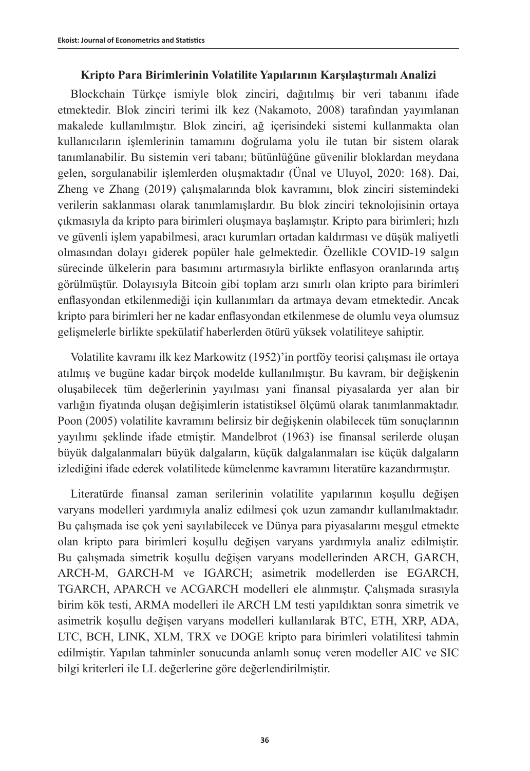**Kripto Para Birimlerinin Volatilite Yapılarının Karşılaştırmalı Analizi**

Blockchain Türkçe ismiyle blok zinciri, dağıtılmış bir veri tabanını ifade etmektedir. Blok zinciri terimi ilk kez (Nakamoto, 2008) tarafından yayımlanan makalede kullanılmıştır. Blok zinciri, ağ içerisindeki sistemi kullanmakta olan kullanıcıların işlemlerinin tamamını doğrulama yolu ile tutan bir sistem olarak tanımlanabilir. Bu sistemin veri tabanı; bütünlüğüne güvenilir bloklardan meydana gelen, sorgulanabilir işlemlerden oluşmaktadır (Ünal ve Uluyol, 2020: 168). Dai, Zheng ve Zhang (2019) çalışmalarında blok kavramını, blok zinciri sistemindeki verilerin saklanması olarak tanımlamışlardır. Bu blok zinciri teknolojisinin ortaya çıkmasıyla da kripto para birimleri oluşmaya başlamıştır. Kripto para birimleri; hızlı ve güvenli işlem yapabilmesi, aracı kurumları ortadan kaldırması ve düşük maliyetli olmasından dolayı giderek popüler hale gelmektedir. Özellikle COVID-19 salgın sürecinde ülkelerin para basımını artırmasıyla birlikte enflasyon oranlarında artış görülmüştür. Dolayısıyla Bitcoin gibi toplam arzı sınırlı olan kripto para birimleri enflasyondan etkilenmediği için kullanımları da artmaya devam etmektedir. Ancak kripto para birimleri her ne kadar enflasyondan etkilenmese de olumlu veya olumsuz gelişmelerle birlikte spekülatif haberlerden ötürü yüksek volatiliteye sahiptir.

Volatilite kavramı ilk kez Markowitz (1952)'in portföy teorisi çalışması ile ortaya atılmış ve bugüne kadar birçok modelde kullanılmıştır. Bu kavram, bir değişkenin oluşabilecek tüm değerlerinin yayılması yani finansal piyasalarda yer alan bir varlığın fiyatında oluşan değişimlerin istatistiksel ölçümü olarak tanımlanmaktadır. Poon (2005) volatilite kavramını belirsiz bir değişkenin olabilecek tüm sonuçlarının yayılımı şeklinde ifade etmiştir. Mandelbrot (1963) ise finansal serilerde oluşan büyük dalgalanmaları büyük dalgaların, küçük dalgalanmaları ise küçük dalgaların izlediğini ifade ederek volatilitede kümelenme kavramını literatüre kazandırmıştır.

Literatürde finansal zaman serilerinin volatilite yapılarının koşullu değişen varyans modelleri yardımıyla analiz edilmesi çok uzun zamandır kullanılmaktadır. Bu çalışmada ise çok yeni sayılabilecek ve Dünya para piyasalarını meşgul etmekte olan kripto para birimleri koşullu değişen varyans yardımıyla analiz edilmiştir. Bu çalışmada simetrik koşullu değişen varyans modellerinden ARCH, GARCH, ARCH-M, GARCH-M ve IGARCH; asimetrik modellerden ise EGARCH, TGARCH, APARCH ve ACGARCH modelleri ele alınmıştır. Çalışmada sırasıyla birim kök testi, ARMA modelleri ile ARCH LM testi yapıldıktan sonra simetrik ve asimetrik koşullu değişen varyans modelleri kullanılarak BTC, ETH, XRP, ADA, LTC, BCH, LINK, XLM, TRX ve DOGE kripto para birimleri volatilitesi tahmin edilmiştir. Yapılan tahminler sonucunda anlamlı sonuç veren modeller AIC ve SIC bilgi kriterleri ile LL değerlerine göre değerlendirilmiştir.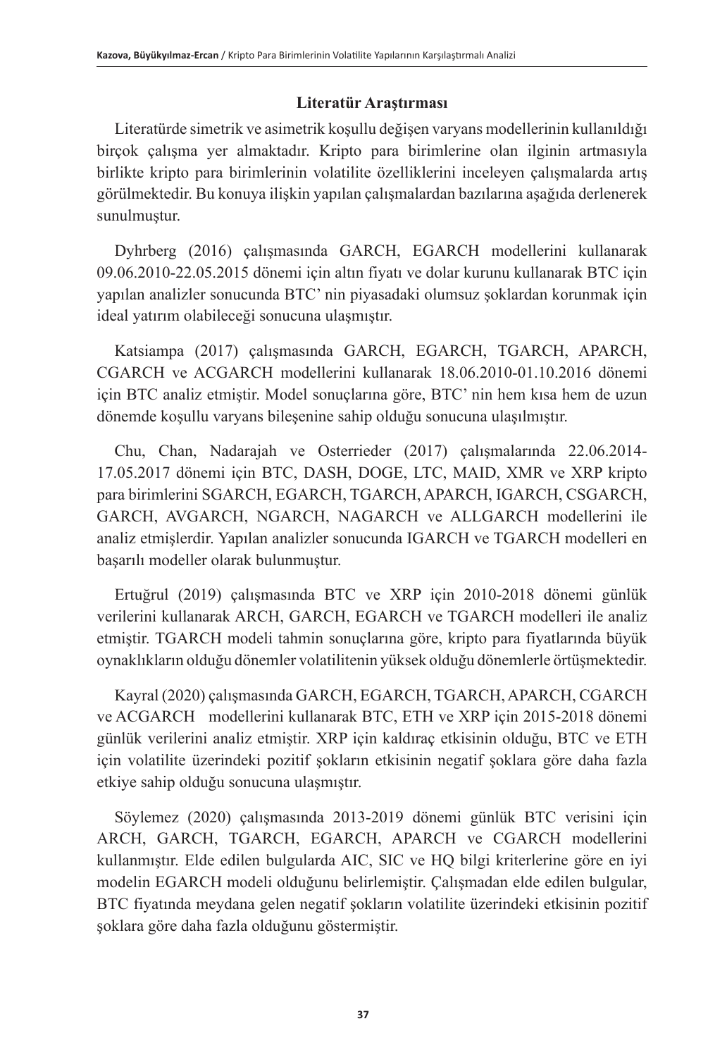## Literatür Araştırması

Literatürde simetrik ve asimetrik koşullu değişen varyans modellerinin kullanıldığı birçok çalışma yer almaktadır. Kripto para birimlerine olan ilginin artmasıyla birlikte kripto para birimlerinin volatilite özelliklerini inceleyen çalışmalarda artış görülmektedir. Bu konuya ilişkin yapılan çalışmalardan bazılarına aşağıda derlenerek sunulmuştur.

Dyhrberg (2016) çalışmasında GARCH, EGARCH modellerini kullanarak 09.06.2010-22.05.2015 dönemi için altın fiyatı ve dolar kurunu kullanarak BTC için yapılan analizler sonucunda BTC' nin piyasadaki olumsuz şoklardan korunmak için ideal yatırım olabileceği sonucuna ulaşmıştır.

Katsiampa (2017) çalışmasında GARCH, EGARCH, TGARCH, APARCH, CGARCH ve ACGARCH modellerini kullanarak 18.06.2010-01.10.2016 dönemi için BTC analiz etmiştir. Model sonuçlarına göre, BTC' nin hem kısa hem de uzun dönemde koşullu varyans bileşenine sahip olduğu sonucuna ulaşılmıştır.

Chu, Chan, Nadarajah ve Osterrieder (2017) çalışmalarında 22.06.2014-17.05.2017 dönemi için BTC, DASH, DOGE, LTC, MAID, XMR ve XRP kripto para birimlerini SGARCH, EGARCH, TGARCH, APARCH, IGARCH, CSGARCH, GARCH, AVGARCH, NGARCH, NAGARCH ve ALLGARCH modellerini ile analiz etmişlerdir. Yapılan analizler sonucunda IGARCH ve TGARCH modelleri en başarılı modeller olarak bulunmuştur.

Ertuğrul (2019) çalışmasında BTC ve XRP için 2010-2018 dönemi günlük verilerini kullanarak ARCH, GARCH, EGARCH ve TGARCH modelleri ile analiz etmiştir. TGARCH modeli tahmin sonuçlarına göre, kripto para fiyatlarında büyük oynaklıkların olduğu dönemler volatilitenin yüksek olduğu dönemlerle örtüşmektedir.

Kayral (2020) çalışmasında GARCH, EGARCH, TGARCH, APARCH, CGARCH ve ACGARCH modellerini kullanarak BTC, ETH ve XRP için 2015-2018 dönemi günlük verilerini analiz etmiştir. XRP için kaldıraç etkisinin olduğu, BTC ve ETH için volatilite üzerindeki pozitif şokların etkisinin negatif şoklara göre daha fazla etkiye sahip olduğu sonucuna ulaşmıştır.

Söylemez (2020) çalışmasında 2013-2019 dönemi günlük BTC verisini için ARCH, GARCH, TGARCH, EGARCH, APARCH ve CGARCH modellerini kullanmıştır. Elde edilen bulgularda AIC, SIC ve HQ bilgi kriterlerine göre en iyi modelin EGARCH modeli olduğunu belirlemiştir. Çalışmadan elde edilen bulgular, BTC fiyatında meydana gelen negatif şokların volatilite üzerindeki etkisinin pozitif şoklara göre daha fazla olduğunu göstermiştir.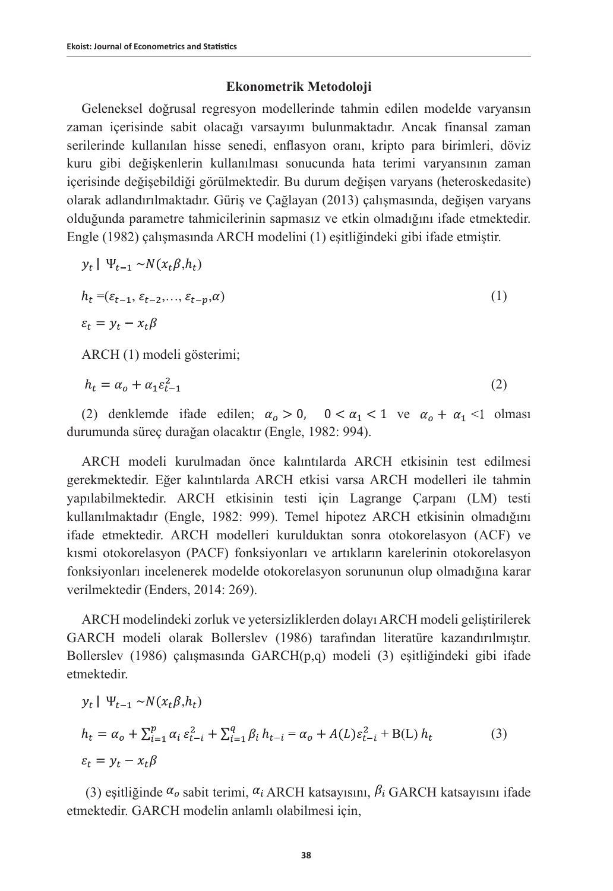## Ekonometrik Metodoloji

Geleneksel doğrusal regresyon modellerinde tahmin edilen modelde varyansın zaman içerisinde sabit olacağı varsayımı bulunmaktadır. Ancak finansal zaman serilerinde kullanılan hisse senedi, enflasyon oranı, kripto para birimleri, döviz kuru gibi değişkenlerin kullanılması sonucunda hata terimi varyansının zaman içerisinde değişebildiği görülmektedir. Bu durum değişen varyans (heteroskedasite) olarak adlandırılmaktadır. Güriş ve Çağlayan (2013) çalışmasında, değişen varyans olduğunda parametre tahmicilerinin sapmasız ve etkin olmadığını ifade etmektedir. Engle (1982) çalışmasında ARCH modelini (1) eşitliğindeki gibi ifade etmiştir.

$$y_t \mid \Psi_{t-1} \sim N(x_t\beta, h_t)$$

$$h_t = (\varepsilon_{t-1}, \varepsilon_{t-2}, \ldots, \varepsilon_{t-p}, \alpha) \quad (1)$$

$$\varepsilon_t = y_t - x_t\beta$$

ARCH (1) modeli gösterimi;

$$h_t = \alpha_o + \alpha_1 \varepsilon_{t-1}^2 \quad (2)$$

(2) denklemde ifade edilen; $\alpha_o > 0$, $0 < \alpha_1 < 1$ ve $\alpha_o + \alpha_1 < 1$ olması durumunda süreç durağan olacaktır (Engle, 1982: 994).

ARCH modeli kurulmadan önce kalıntılarda ARCH etkisinin test edilmesi gerekmektedir. Eğer kalıntılarda ARCH etkisi varsa ARCH modelleri ile tahmin yapılabilmektedir. ARCH etkisinin testi için Lagrange Çarpanı (LM) testi kullanılmaktadır (Engle, 1982: 999). Temel hipotez ARCH etkisinin olmadığını ifade etmektedir. ARCH modelleri kurulduktan sonra otokorelasyon (ACF) ve kısmi otokorelasyon (PACF) fonksiyonları ve artıkların karelerinin otokorelasyon fonksiyonları incelenerek modelde otokorelasyon sorununun olup olmadığına karar verilmektedir (Enders, 2014: 269).

ARCH modelindeki zorluk ve yetersizliklerden dolayı ARCH modeli geliştirilerek GARCH modeli olarak Bollerslev (1986) tarafından literatüre kazandırılmıştır. Bollerslev (1986) çalışmasında GARCH(p,q) modeli (3) eşitliğindeki gibi ifade etmektedir.

$$y_t \mid \Psi_{t-1} \sim N(x_t\beta, h_t)$$

$$h_t = \alpha_o + \sum_{i=1}^{p} \alpha_i \, \varepsilon_{t-i}^2 + \sum_{i=1}^{q} \beta_i \, h_{t-i} = \alpha_o + A(L)\varepsilon_{t-i}^2 + B(L)\, h_t \quad (3)$$

$$\varepsilon_t = y_t - x_t\beta$$

(3) eşitliğinde $\alpha_o$ sabit terimi, $\alpha_i$ ARCH katsayısını, $\beta_i$ GARCH katsayısını ifade etmektedir. GARCH modelin anlamlı olabilmesi için,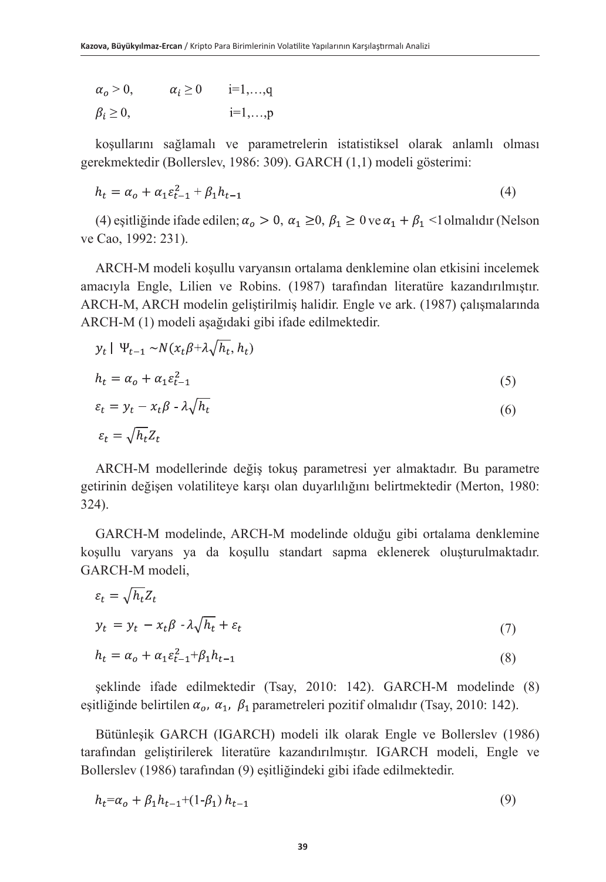$\alpha_o > 0, \qquad \alpha_i \geq 0 \qquad i=1,\ldots,q$

$\beta_i \geq 0, \qquad\qquad\quad i=1,\ldots,p$

koşullarını sağlamalı ve parametrelerin istatistiksel olarak anlamlı olması gerekmektedir (Bollerslev, 1986: 309). GARCH (1,1) modeli gösterimi:

$$h_t = \alpha_o + \alpha_1 \varepsilon_{t-1}^2 + \beta_1 h_{t-1} \tag{4}$$

(4) eşitliğinde ifade edilen; $\alpha_o > 0$, $\alpha_1 \geq 0$, $\beta_1 \geq 0$ ve $\alpha_1 + \beta_1 < 1$ olmalıdır (Nelson ve Cao, 1992: 231).

ARCH-M modeli koşullu varyansın ortalama denklemine olan etkisini incelemek amacıyla Engle, Lilien ve Robins. (1987) tarafından literatüre kazandırılmıştır. ARCH-M, ARCH modelin geliştirilmiş halidir. Engle ve ark. (1987) çalışmalarında ARCH-M (1) modeli aşağıdaki gibi ifade edilmektedir.

$$y_t \mid \Psi_{t-1} \sim N(x_t\beta + \lambda\sqrt{h_t}, h_t)$$

$$h_t = \alpha_o + \alpha_1 \varepsilon_{t-1}^2 \tag{5}$$

$$\varepsilon_t = y_t - x_t\beta - \lambda\sqrt{h_t} \tag{6}$$

$$\varepsilon_t = \sqrt{h_t} Z_t$$

ARCH-M modellerinde değiş tokuş parametresi yer almaktadır. Bu parametre getirinin değişen volatiliteye karşı olan duyarlılığını belirtmektedir (Merton, 1980: 324).

GARCH-M modelinde, ARCH-M modelinde olduğu gibi ortalama denklemine koşullu varyans ya da koşullu standart sapma eklenerek oluşturulmaktadır. GARCH-M modeli,

$$\varepsilon_t = \sqrt{h_t} Z_t$$

$$y_t = y_t - x_t\beta - \lambda\sqrt{h_t} + \varepsilon_t \tag{7}$$

$$h_t = \alpha_o + \alpha_1 \varepsilon_{t-1}^2 + \beta_1 h_{t-1} \tag{8}$$

şeklinde ifade edilmektedir (Tsay, 2010: 142). GARCH-M modelinde (8) eşitliğinde belirtilen $\alpha_o$, $\alpha_1$, $\beta_1$ parametreleri pozitif olmalıdır (Tsay, 2010: 142).

Bütünleşik GARCH (IGARCH) modeli ilk olarak Engle ve Bollerslev (1986) tarafından geliştirilerek literatüre kazandırılmıştır. IGARCH modeli, Engle ve Bollerslev (1986) tarafından (9) eşitliğindeki gibi ifade edilmektedir.

$$h_t = \alpha_o + \beta_1 h_{t-1} + (1-\beta_1)\, h_{t-1} \tag{9}$$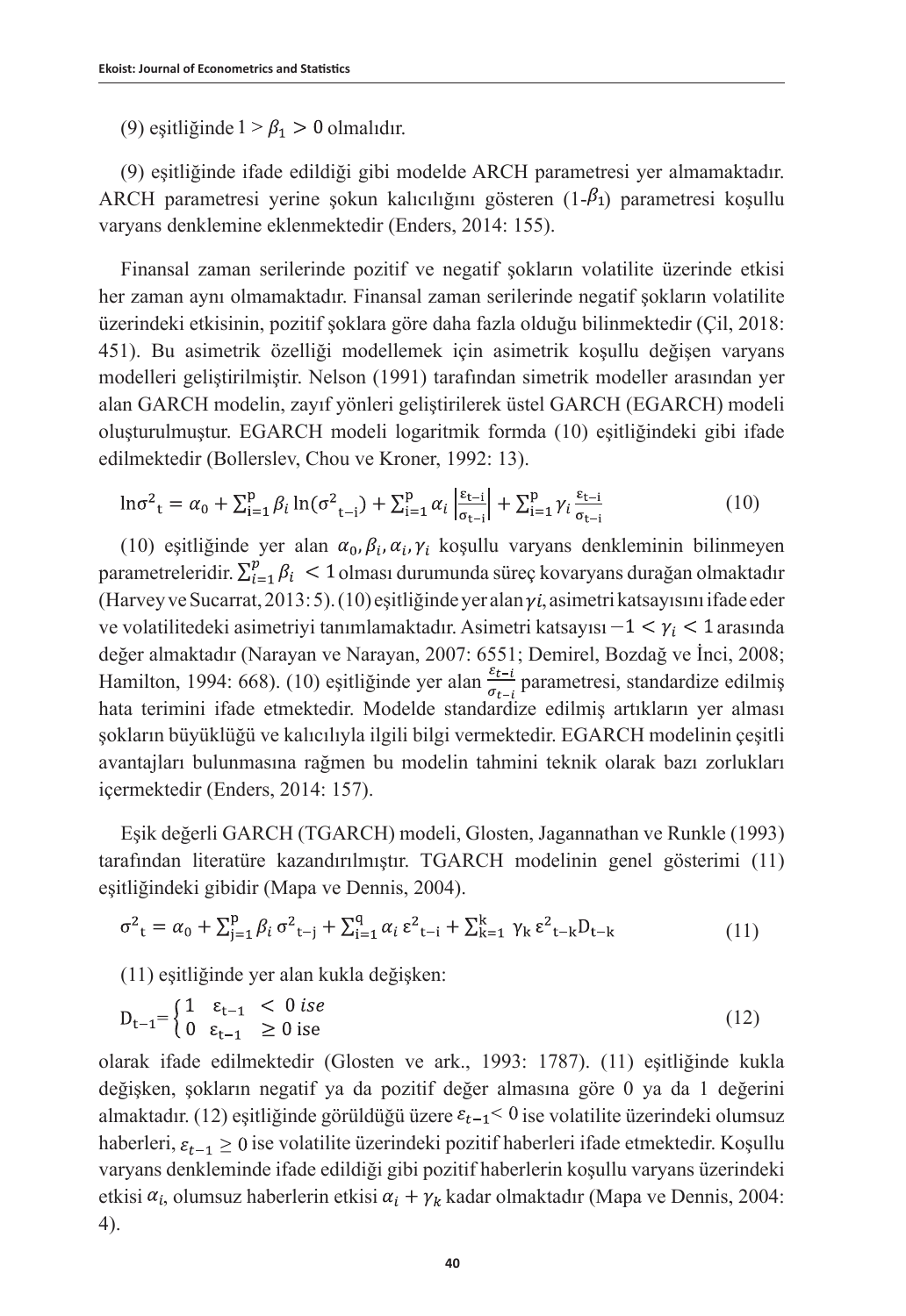(9) eşitliğinde $1 > \beta_1 > 0$ olmalıdır.

(9) eşitliğinde ifade edildiği gibi modelde ARCH parametresi yer almamaktadır. ARCH parametresi yerine şokun kalıcılığını gösteren ($1-\beta_1$) parametresi koşullu varyans denklemine eklenmektedir (Enders, 2014: 155).

Finansal zaman serilerinde pozitif ve negatif şokların volatilite üzerinde etkisi her zaman aynı olmamaktadır. Finansal zaman serilerinde negatif şokların volatilite üzerindeki etkisinin, pozitif şoklara göre daha fazla olduğu bilinmektedir (Çil, 2018: 451). Bu asimetrik özelliği modellemek için asimetrik koşullu değişen varyans modelleri geliştirilmiştir. Nelson (1991) tarafından simetrik modeller arasından yer alan GARCH modelin, zayıf yönleri geliştirilerek üstel GARCH (EGARCH) modeli oluşturulmuştur. EGARCH modeli logaritmik formda (10) eşitliğindeki gibi ifade edilmektedir (Bollerslev, Chou ve Kroner, 1992: 13).

$$\ln\sigma^2_t = \alpha_0 + \sum_{i=1}^{p} \beta_i \ln(\sigma^2_{t-i}) + \sum_{i=1}^{p} \alpha_i \left|\frac{\varepsilon_{t-i}}{\sigma_{t-i}}\right| + \sum_{i=1}^{p} \gamma_i \frac{\varepsilon_{t-i}}{\sigma_{t-i}} \quad (10)$$

(10) eşitliğinde yer alan $\alpha_0, \beta_i, \alpha_i, \gamma_i$ koşullu varyans denkleminin bilinmeyen parametreleridir. $\sum_{i=1}^{p} \beta_i < 1$ olması durumunda süreç kovaryans durağan olmaktadır (Harvey ve Sucarrat, 2013: 5). (10) eşitliğinde yer alan $\gamma i$, asimetri katsayısını ifade eder ve volatilitedeki asimetriyi tanımlamaktadır. Asimetri katsayısı $-1 < \gamma_i < 1$ arasında değer almaktadır (Narayan ve Narayan, 2007: 6551; Demirel, Bozdağ ve İnci, 2008; Hamilton, 1994: 668). (10) eşitliğinde yer alan $\frac{\varepsilon_{t-i}}{\sigma_{t-i}}$ parametresi, standardize edilmiş hata terimini ifade etmektedir. Modelde standardize edilmiş artıkların yer alması şokların büyüklüğü ve kalıcılıyla ilgili bilgi vermektedir. EGARCH modelinin çeşitli avantajları bulunmasına rağmen bu modelin tahmini teknik olarak bazı zorlukları içermektedir (Enders, 2014: 157).

Eşik değerli GARCH (TGARCH) modeli, Glosten, Jagannathan ve Runkle (1993) tarafından literatüre kazandırılmıştır. TGARCH modelinin genel gösterimi (11) eşitliğindeki gibidir (Mapa ve Dennis, 2004).

$$\sigma^2_t = \alpha_0 + \sum_{j=1}^{p} \beta_i \sigma^2_{t-j} + \sum_{i=1}^{q} \alpha_i \varepsilon^2_{t-i} + \sum_{k=1}^{k} \gamma_k \varepsilon^2_{t-k} D_{t-k} \quad (11)$$

(11) eşitliğinde yer alan kukla değişken:

$$D_{t-1} = \begin{cases} 1 & \varepsilon_{t-1} < 0 \text{ ise} \\ 0 & \varepsilon_{t-1} \geq 0 \text{ ise} \end{cases} \quad (12)$$

olarak ifade edilmektedir (Glosten ve ark., 1993: 1787). (11) eşitliğinde kukla değişken, şokların negatif ya da pozitif değer almasına göre 0 ya da 1 değerini almaktadır. (12) eşitliğinde görüldüğü üzere $\varepsilon_{t-1} < 0$ ise volatilite üzerindeki olumsuz haberleri, $\varepsilon_{t-1} \geq 0$ ise volatilite üzerindeki pozitif haberleri ifade etmektedir. Koşullu varyans denkleminde ifade edildiği gibi pozitif haberlerin koşullu varyans üzerindeki etkisi $\alpha_i$, olumsuz haberlerin etkisi $\alpha_i + \gamma_k$ kadar olmaktadır (Mapa ve Dennis, 2004: 4).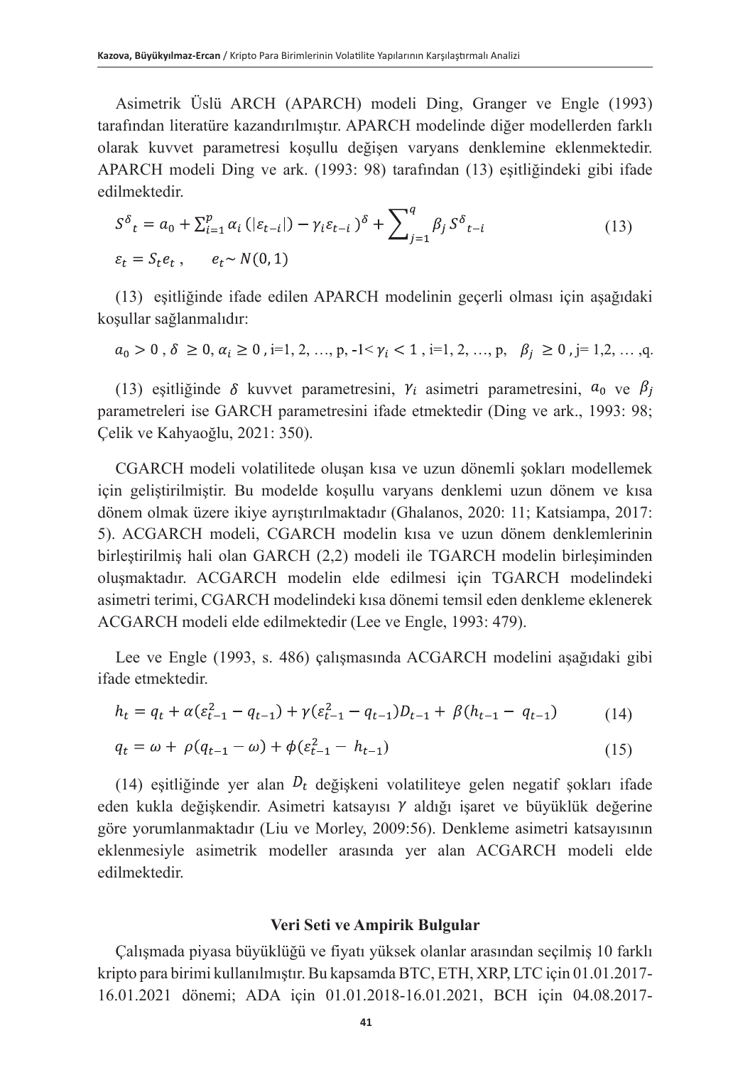Asimetrik Üslü ARCH (APARCH) modeli Ding, Granger ve Engle (1993) tarafından literatüre kazandırılmıştır. APARCH modelinde diğer modellerden farklı olarak kuvvet parametresi koşullu değişen varyans denklemine eklenmektedir. APARCH modeli Ding ve ark. (1993: 98) tarafından (13) eşitliğindeki gibi ifade edilmektedir.

$$S^{\delta}{}_{t} = a_0 + \sum_{i=1}^{p} \alpha_i \left(|\varepsilon_{t-i}|\right) - \gamma_i \varepsilon_{t-i} )^{\delta} + \sum_{j=1}^{q} \beta_j S^{\delta}{}_{t-i} \qquad (13)$$

$$\varepsilon_t = S_t e_t \,, \qquad e_t \sim N(0,1)$$

(13) eşitliğinde ifade edilen APARCH modelinin geçerli olması için aşağıdaki koşullar sağlanmalıdır:

$a_0 > 0$ , $\delta \geq 0$, $\alpha_i \geq 0$ , i=1, 2, …, p, $-1 < \gamma_i < 1$ , i=1, 2, …, p, $\beta_j \geq 0$ , j= 1,2, … ,q.

(13) eşitliğinde $\delta$ kuvvet parametresini, $\gamma_i$ asimetri parametresini, $a_0$ ve $\beta_j$ parametreleri ise GARCH parametresini ifade etmektedir (Ding ve ark., 1993: 98; Çelik ve Kahyaoğlu, 2021: 350).

CGARCH modeli volatilitede oluşan kısa ve uzun dönemli şokları modellemek için geliştirilmiştir. Bu modelde koşullu varyans denklemi uzun dönem ve kısa dönem olmak üzere ikiye ayrıştırılmaktadır (Ghalanos, 2020: 11; Katsiampa, 2017: 5). ACGARCH modeli, CGARCH modelin kısa ve uzun dönem denklemlerinin birleştirilmiş hali olan GARCH (2,2) modeli ile TGARCH modelin birleşiminden oluşmaktadır. ACGARCH modelin elde edilmesi için TGARCH modelindeki asimetri terimi, CGARCH modelindeki kısa dönemi temsil eden denkleme eklenerek ACGARCH modeli elde edilmektedir (Lee ve Engle, 1993: 479).

Lee ve Engle (1993, s. 486) çalışmasında ACGARCH modelini aşağıdaki gibi ifade etmektedir.

$$h_t = q_t + \alpha(\varepsilon_{t-1}^2 - q_{t-1}) + \gamma(\varepsilon_{t-1}^2 - q_{t-1})D_{t-1} + \beta(h_{t-1} - q_{t-1}) \qquad (14)$$

$$q_t = \omega + \rho(q_{t-1} - \omega) + \phi(\varepsilon_{t-1}^2 - h_{t-1}) \qquad (15)$$

(14) eşitliğinde yer alan $D_t$ değişkeni volatiliteye gelen negatif şokları ifade eden kukla değişkendir. Asimetri katsayısı $\gamma$ aldığı işaret ve büyüklük değerine göre yorumlanmaktadır (Liu ve Morley, 2009:56). Denkleme asimetri katsayısının eklenmesiyle asimetrik modeller arasında yer alan ACGARCH modeli elde edilmektedir.

## Veri Seti ve Ampirik Bulgular

Çalışmada piyasa büyüklüğü ve fiyatı yüksek olanlar arasından seçilmiş 10 farklı kripto para birimi kullanılmıştır. Bu kapsamda BTC, ETH, XRP, LTC için 01.01.2017-16.01.2021 dönemi; ADA için 01.01.2018-16.01.2021, BCH için 04.08.2017-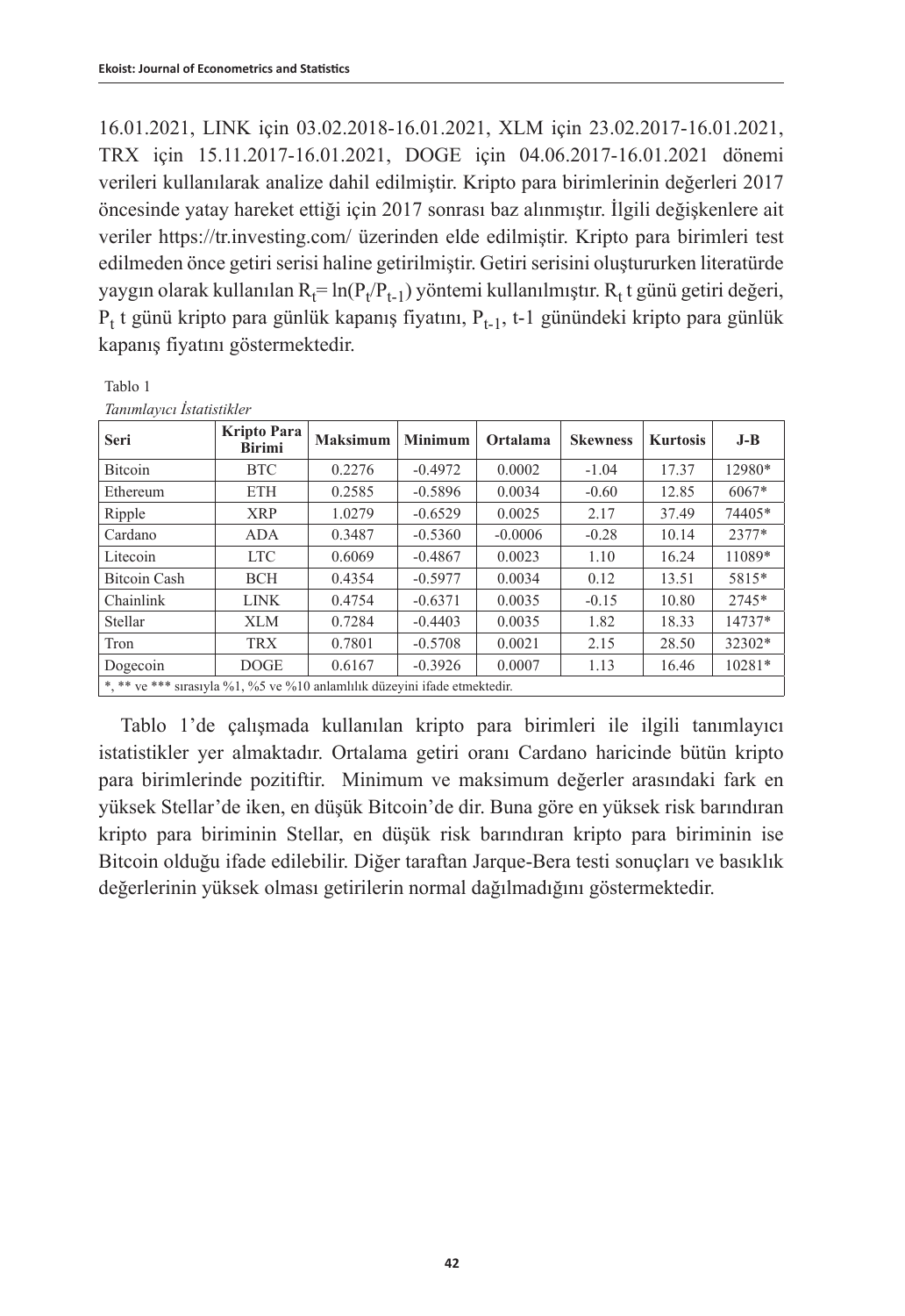16.01.2021, LINK için 03.02.2018-16.01.2021, XLM için 23.02.2017-16.01.2021, TRX için 15.11.2017-16.01.2021, DOGE için 04.06.2017-16.01.2021 dönemi verileri kullanılarak analize dahil edilmiştir. Kripto para birimlerinin değerleri 2017 öncesinde yatay hareket ettiği için 2017 sonrası baz alınmıştır. İlgili değişkenlere ait veriler https://tr.investing.com/ üzerinden elde edilmiştir. Kripto para birimleri test edilmeden önce getiri serisi haline getirilmiştir. Getiri serisini oluştururken literatürde yaygın olarak kullanılan $R_t = \ln(P_t/P_{t-1})$ yöntemi kullanılmıştır. $R_t$ t günü getiri değeri, $P_t$ t günü kripto para günlük kapanış fiyatını, $P_{t-1}$, t-1 günündeki kripto para günlük kapanış fiyatını göstermektedir.

Tablo 1

*Tanımlayıcı İstatistikler*

| Seri | Kripto Para Birimi | Maksimum | Minimum | Ortalama | Skewness | Kurtosis | J-B |
|---|---|---|---|---|---|---|---|
| Bitcoin | BTC | 0.2276 | -0.4972 | 0.0002 | -1.04 | 17.37 | 12980* |
| Ethereum | ETH | 0.2585 | -0.5896 | 0.0034 | -0.60 | 12.85 | 6067* |
| Ripple | XRP | 1.0279 | -0.6529 | 0.0025 | 2.17 | 37.49 | 74405* |
| Cardano | ADA | 0.3487 | -0.5360 | -0.0006 | -0.28 | 10.14 | 2377* |
| Litecoin | LTC | 0.6069 | -0.4867 | 0.0023 | 1.10 | 16.24 | 11089* |
| Bitcoin Cash | BCH | 0.4354 | -0.5977 | 0.0034 | 0.12 | 13.51 | 5815* |
| Chainlink | LINK | 0.4754 | -0.6371 | 0.0035 | -0.15 | 10.80 | 2745* |
| Stellar | XLM | 0.7284 | -0.4403 | 0.0035 | 1.82 | 18.33 | 14737* |
| Tron | TRX | 0.7801 | -0.5708 | 0.0021 | 2.15 | 28.50 | 32302* |
| Dogecoin | DOGE | 0.6167 | -0.3926 | 0.0007 | 1.13 | 16.46 | 10281* |

*, ** ve *** sırasıyla %1, %5 ve %10 anlamlılık düzeyini ifade etmektedir.

Tablo 1'de çalışmada kullanılan kripto para birimleri ile ilgili tanımlayıcı istatistikler yer almaktadır. Ortalama getiri oranı Cardano haricinde bütün kripto para birimlerinde pozitiftir. Minimum ve maksimum değerler arasındaki fark en yüksek Stellar'de iken, en düşük Bitcoin'de dir. Buna göre en yüksek risk barındıran kripto para biriminin Stellar, en düşük risk barındıran kripto para biriminin ise Bitcoin olduğu ifade edilebilir. Diğer taraftan Jarque-Bera testi sonuçları ve basıklık değerlerinin yüksek olması getirilerin normal dağılmadığını göstermektedir.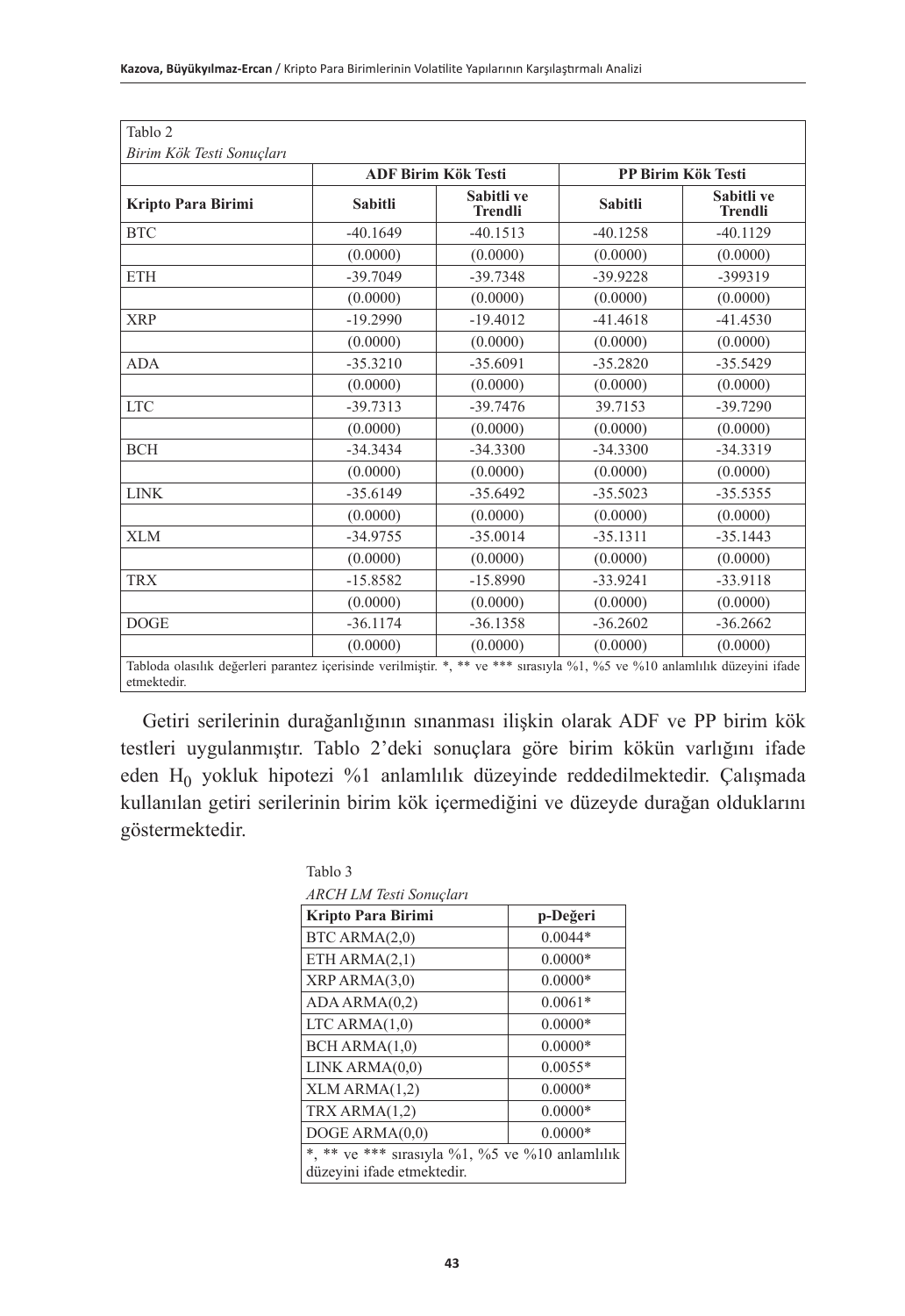Tablo 2

*Birim Kök Testi Sonuçları*

| | ADF Birim Kök Testi | | PP Birim Kök Testi | |
|---|---|---|---|---|
| **Kripto Para Birimi** | **Sabitli** | **Sabitli ve Trendli** | **Sabitli** | **Sabitli ve Trendli** |
| BTC | -40.1649 | -40.1513 | -40.1258 | -40.1129 |
| | (0.0000) | (0.0000) | (0.0000) | (0.0000) |
| ETH | -39.7049 | -39.7348 | -39.9228 | -399319 |
| | (0.0000) | (0.0000) | (0.0000) | (0.0000) |
| XRP | -19.2990 | -19.4012 | -41.4618 | -41.4530 |
| | (0.0000) | (0.0000) | (0.0000) | (0.0000) |
| ADA | -35.3210 | -35.6091 | -35.2820 | -35.5429 |
| | (0.0000) | (0.0000) | (0.0000) | (0.0000) |
| LTC | -39.7313 | -39.7476 | 39.7153 | -39.7290 |
| | (0.0000) | (0.0000) | (0.0000) | (0.0000) |
| BCH | -34.3434 | -34.3300 | -34.3300 | -34.3319 |
| | (0.0000) | (0.0000) | (0.0000) | (0.0000) |
| LINK | -35.6149 | -35.6492 | -35.5023 | -35.5355 |
| | (0.0000) | (0.0000) | (0.0000) | (0.0000) |
| XLM | -34.9755 | -35.0014 | -35.1311 | -35.1443 |
| | (0.0000) | (0.0000) | (0.0000) | (0.0000) |
| TRX | -15.8582 | -15.8990 | -33.9241 | -33.9118 |
| | (0.0000) | (0.0000) | (0.0000) | (0.0000) |
| DOGE | -36.1174 | -36.1358 | -36.2602 | -36.2662 |
| | (0.0000) | (0.0000) | (0.0000) | (0.0000) |

Tabloda olasılık değerleri parantez içerisinde verilmiştir. *, ** ve *** sırasıyla %1, %5 ve %10 anlamlılık düzeyini ifade etmektedir.

Getiri serilerinin durağanlığının sınanması ilişkin olarak ADF ve PP birim kök testleri uygulanmıştır. Tablo 2'deki sonuçlara göre birim kökün varlığını ifade eden $H_0$ yokluk hipotezi %1 anlamlılık düzeyinde reddedilmektedir. Çalışmada kullanılan getiri serilerinin birim kök içermediğini ve düzeyde durağan olduklarını göstermektedir.

Tablo 3

*ARCH LM Testi Sonuçları*

| Kripto Para Birimi | p-Değeri |
|---|---|
| BTC ARMA(2,0) | 0.0044* |
| ETH ARMA(2,1) | 0.0000* |
| XRP ARMA(3,0) | 0.0000* |
| ADA ARMA(0,2) | 0.0061* |
| LTC ARMA(1,0) | 0.0000* |
| BCH ARMA(1,0) | 0.0000* |
| LINK ARMA(0,0) | 0.0055* |
| XLM ARMA(1,2) | 0.0000* |
| TRX ARMA(1,2) | 0.0000* |
| DOGE ARMA(0,0) | 0.0000* |

*, ** ve *** sırasıyla %1, %5 ve %10 anlamlılık düzeyini ifade etmektedir.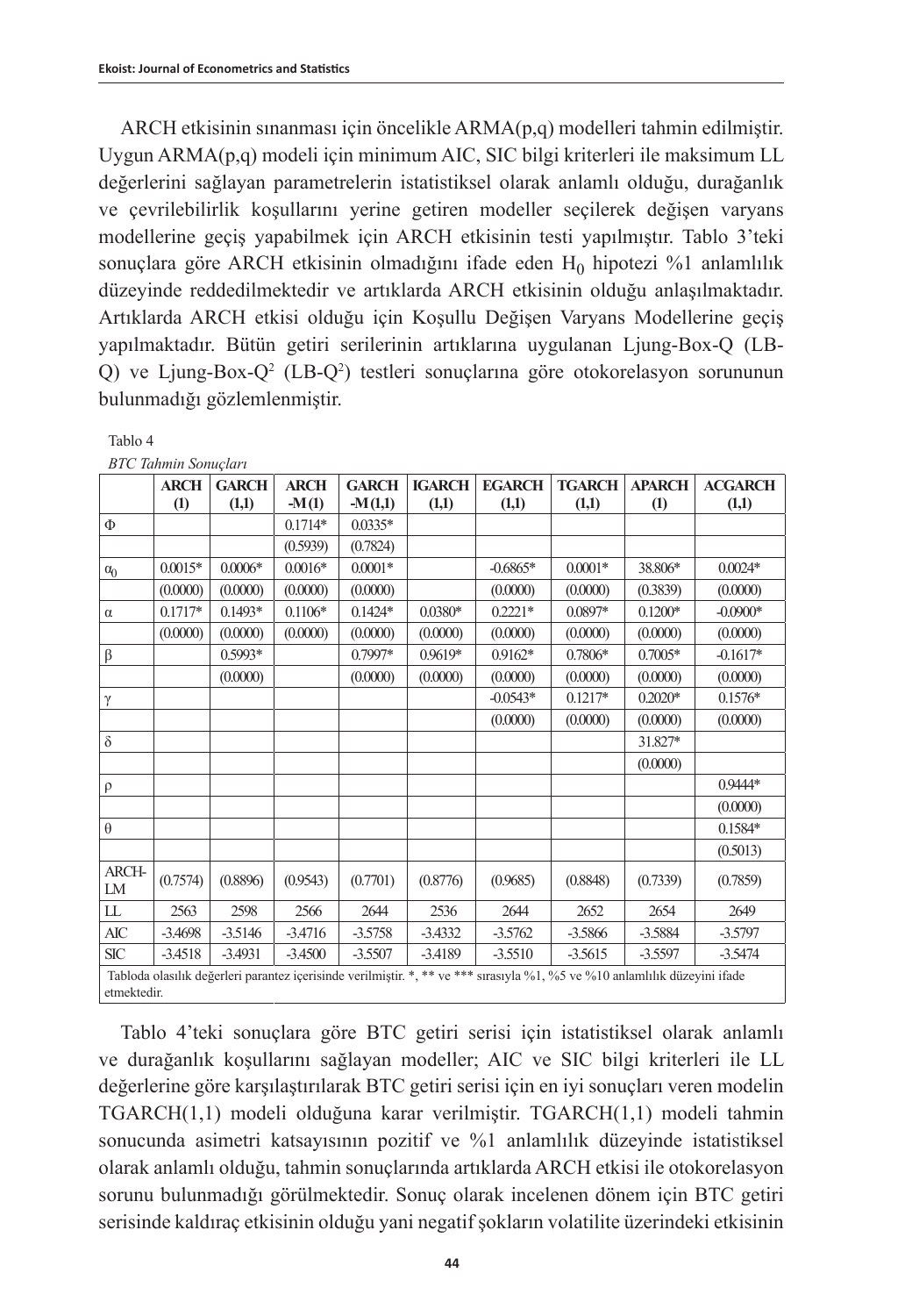ARCH etkisinin sınanması için öncelikle ARMA(p,q) modelleri tahmin edilmiştir. Uygun ARMA(p,q) modeli için minimum AIC, SIC bilgi kriterleri ile maksimum LL değerlerini sağlayan parametrelerin istatistiksel olarak anlamlı olduğu, durağanlık ve çevrilebilirlik koşullarını yerine getiren modeller seçilerek değişen varyans modellerine geçiş yapabilmek için ARCH etkisinin testi yapılmıştır. Tablo 3'teki sonuçlara göre ARCH etkisinin olmadığını ifade eden $H_0$ hipotezi %1 anlamlılık düzeyinde reddedilmektedir ve artıklarda ARCH etkisinin olduğu anlaşılmaktadır. Artıklarda ARCH etkisi olduğu için Koşullu Değişen Varyans Modellerine geçiş yapılmaktadır. Bütün getiri serilerinin artıklarına uygulanan Ljung-Box-Q (LB-Q) ve Ljung-Box-$Q^2$ (LB-$Q^2$) testleri sonuçlarına göre otokorelasyon sorununun bulunmadığı gözlemlenmiştir.

Tablo 4

*BTC Tahmin Sonuçları*

| | ARCH (1) | GARCH (1,1) | ARCH -M (1) | GARCH -M (1,1) | IGARCH (1,1) | EGARCH (1,1) | TGARCH (1,1) | APARCH (1) | ACGARCH (1,1) |
|---|---|---|---|---|---|---|---|---|---|
| Φ | | | 0.1714* | 0.0335* | | | | | |
| | | | (0.5939) | (0.7824) | | | | | |
| $\alpha_0$ | 0.0015* | 0.0006* | 0.0016* | 0.0001* | | -0.6865* | 0.0001* | 38.806* | 0.0024* |
| | (0.0000) | (0.0000) | (0.0000) | (0.0000) | | (0.0000) | (0.0000) | (0.3839) | (0.0000) |
| α | 0.1717* | 0.1493* | 0.1106* | 0.1424* | 0.0380* | 0.2221* | 0.0897* | 0.1200* | -0.0900* |
| | (0.0000) | (0.0000) | (0.0000) | (0.0000) | (0.0000) | (0.0000) | (0.0000) | (0.0000) | (0.0000) |
| β | | 0.5993* | | 0.7997* | 0.9619* | 0.9162* | 0.7806* | 0.7005* | -0.1617* |
| | | (0.0000) | | (0.0000) | (0.0000) | (0.0000) | (0.0000) | (0.0000) | (0.0000) |
| γ | | | | | | -0.0543* | 0.1217* | 0.2020* | 0.1576* |
| | | | | | | (0.0000) | (0.0000) | (0.0000) | (0.0000) |
| δ | | | | | | | | 31.827* | |
| | | | | | | | | (0.0000) | |
| ρ | | | | | | | | | 0.9444* |
| | | | | | | | | | (0.0000) |
| θ | | | | | | | | | 0.1584* |
| | | | | | | | | | (0.5013) |
| ARCH-LM | (0.7574) | (0.8896) | (0.9543) | (0.7701) | (0.8776) | (0.9685) | (0.8848) | (0.7339) | (0.7859) |
| LL | 2563 | 2598 | 2566 | 2644 | 2536 | 2644 | 2652 | 2654 | 2649 |
| AIC | -3.4698 | -3.5146 | -3.4716 | -3.5758 | -3.4332 | -3.5762 | -3.5866 | -3.5884 | -3.5797 |
| SIC | -3.4518 | -3.4931 | -3.4500 | -3.5507 | -3.4189 | -3.5510 | -3.5615 | -3.5597 | -3.5474 |

Tabloda olasılık değerleri parantez içerisinde verilmiştir. *, ** ve *** sırasıyla %1, %5 ve %10 anlamlılık düzeyini ifade etmektedir.

Tablo 4'teki sonuçlara göre BTC getiri serisi için istatistiksel olarak anlamlı ve durağanlık koşullarını sağlayan modeller; AIC ve SIC bilgi kriterleri ile LL değerlerine göre karşılaştırılarak BTC getiri serisi için en iyi sonuçları veren modelin TGARCH(1,1) modeli olduğuna karar verilmiştir. TGARCH(1,1) modeli tahmin sonucunda asimetri katsayısının pozitif ve %1 anlamlılık düzeyinde istatistiksel olarak anlamlı olduğu, tahmin sonuçlarında artıklarda ARCH etkisi ile otokorelasyon sorunu bulunmadığı görülmektedir. Sonuç olarak incelenen dönem için BTC getiri serisinde kaldıraç etkisinin olduğu yani negatif şokların volatilite üzerindeki etkisinin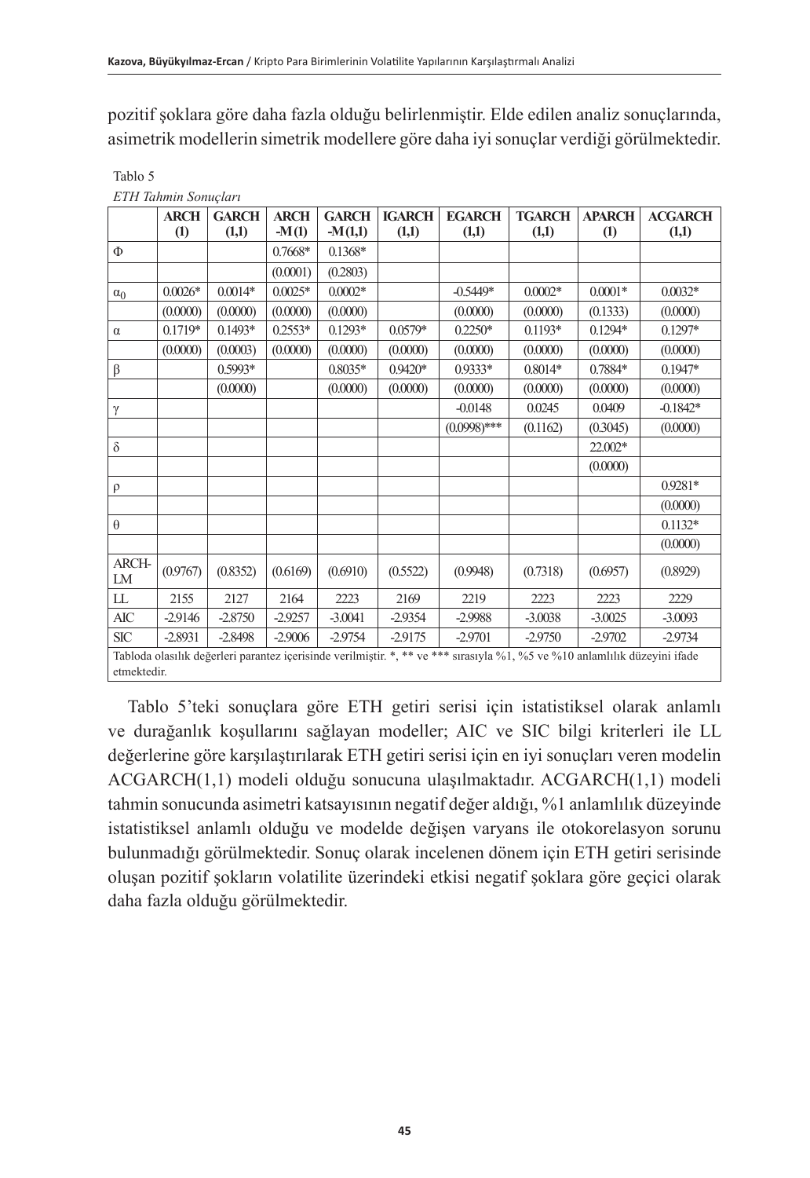pozitif şoklara göre daha fazla olduğu belirlenmiştir. Elde edilen analiz sonuçlarında, asimetrik modellerin simetrik modellere göre daha iyi sonuçlar verdiği görülmektedir.

Tablo 5

*ETH Tahmin Sonuçları*

| | ARCH (1) | GARCH (1,1) | ARCH -M(1) | GARCH -M(1,1) | IGARCH (1,1) | EGARCH (1,1) | TGARCH (1,1) | APARCH (1) | ACGARCH (1,1) |
|---|---|---|---|---|---|---|---|---|---|
| Φ | | | 0.7668* | 0.1368* | | | | | |
| | | | (0.0001) | (0.2803) | | | | | |
| $\alpha_0$ | 0.0026* | 0.0014* | 0.0025* | 0.0002* | | -0.5449* | 0.0002* | 0.0001* | 0.0032* |
| | (0.0000) | (0.0000) | (0.0000) | (0.0000) | | (0.0000) | (0.0000) | (0.1333) | (0.0000) |
| α | 0.1719* | 0.1493* | 0.2553* | 0.1293* | 0.0579* | 0.2250* | 0.1193* | 0.1294* | 0.1297* |
| | (0.0000) | (0.0003) | (0.0000) | (0.0000) | (0.0000) | (0.0000) | (0.0000) | (0.0000) | (0.0000) |
| β | | 0.5993* | | 0.8035* | 0.9420* | 0.9333* | 0.8014* | 0.7884* | 0.1947* |
| | | (0.0000) | | (0.0000) | (0.0000) | (0.0000) | (0.0000) | (0.0000) | (0.0000) |
| γ | | | | | | -0.0148 | 0.0245 | 0.0409 | -0.1842* |
| | | | | | | (0.0998)*** | (0.1162) | (0.3045) | (0.0000) |
| δ | | | | | | | | 22.002* | |
| | | | | | | | | (0.0000) | |
| ρ | | | | | | | | | 0.9281* |
| | | | | | | | | | (0.0000) |
| θ | | | | | | | | | 0.1132* |
| | | | | | | | | | (0.0000) |
| ARCH-LM | (0.9767) | (0.8352) | (0.6169) | (0.6910) | (0.5522) | (0.9948) | (0.7318) | (0.6957) | (0.8929) |
| LL | 2155 | 2127 | 2164 | 2223 | 2169 | 2219 | 2223 | 2223 | 2229 |
| AIC | -2.9146 | -2.8750 | -2.9257 | -3.0041 | -2.9354 | -2.9988 | -3.0038 | -3.0025 | -3.0093 |
| SIC | -2.8931 | -2.8498 | -2.9006 | -2.9754 | -2.9175 | -2.9701 | -2.9750 | -2.9702 | -2.9734 |

Tabloda olasılık değerleri parantez içerisinde verilmiştir. *, ** ve *** sırasıyla %1, %5 ve %10 anlamlılık düzeyini ifade etmektedir.

Tablo 5'teki sonuçlara göre ETH getiri serisi için istatistiksel olarak anlamlı ve durağanlık koşullarını sağlayan modeller; AIC ve SIC bilgi kriterleri ile LL değerlerine göre karşılaştırılarak ETH getiri serisi için en iyi sonuçları veren modelin ACGARCH(1,1) modeli olduğu sonucuna ulaşılmaktadır. ACGARCH(1,1) modeli tahmin sonucunda asimetri katsayısının negatif değer aldığı, %1 anlamlılık düzeyinde istatistiksel anlamlı olduğu ve modelde değişen varyans ile otokorelasyon sorunu bulunmadığı görülmektedir. Sonuç olarak incelenen dönem için ETH getiri serisinde oluşan pozitif şokların volatilite üzerindeki etkisi negatif şoklara göre geçici olarak daha fazla olduğu görülmektedir.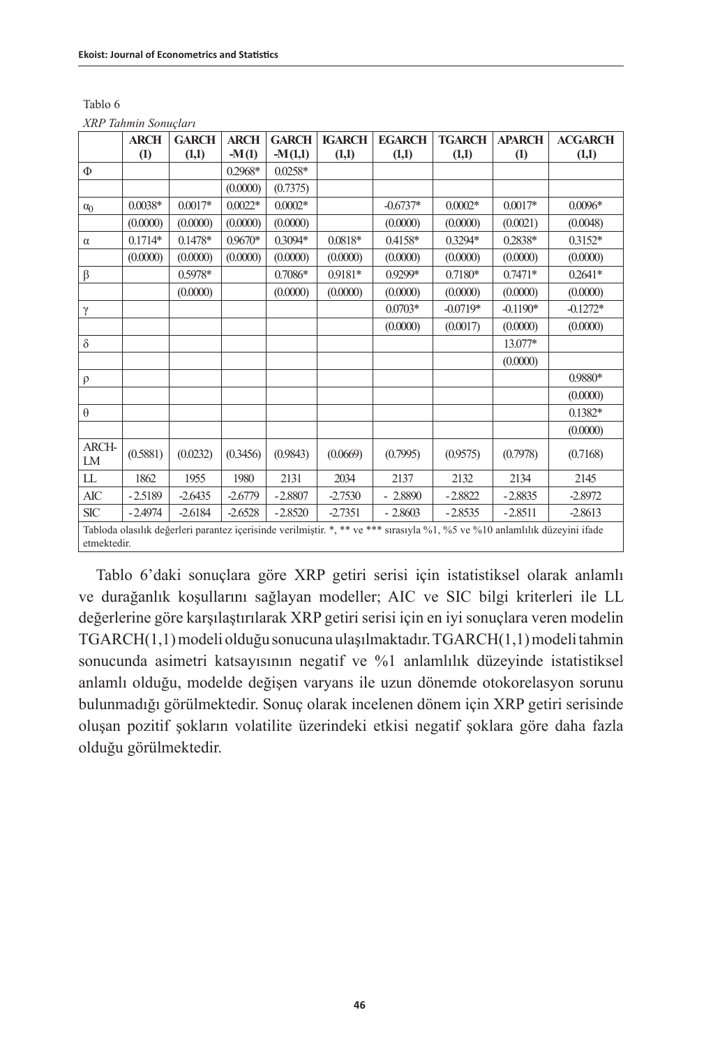Tablo 6

*XRP Tahmin Sonuçları*

| | ARCH (1) | GARCH (1,1) | ARCH -M(1) | GARCH -M(1,1) | IGARCH (1,1) | EGARCH (1,1) | TGARCH (1,1) | APARCH (1) | ACGARCH (1,1) |
|---|---|---|---|---|---|---|---|---|---|
| Φ | | | 0.2968* | 0.0258* | | | | | |
| | | | (0.0000) | (0.7375) | | | | | |
| $\alpha_0$ | 0.0038* | 0.0017* | 0.0022* | 0.0002* | | -0.6737* | 0.0002* | 0.0017* | 0.0096* |
| | (0.0000) | (0.0000) | (0.0000) | (0.0000) | | (0.0000) | (0.0000) | (0.0021) | (0.0048) |
| α | 0.1714* | 0.1478* | 0.9670* | 0.3094* | 0.0818* | 0.4158* | 0.3294* | 0.2838* | 0.3152* |
| | (0.0000) | (0.0000) | (0.0000) | (0.0000) | (0.0000) | (0.0000) | (0.0000) | (0.0000) | (0.0000) |
| β | | 0.5978* | | 0.7086* | 0.9181* | 0.9299* | 0.7180* | 0.7471* | 0.2641* |
| | | (0.0000) | | (0.0000) | (0.0000) | (0.0000) | (0.0000) | (0.0000) | (0.0000) |
| γ | | | | | | 0.0703* | -0.0719* | -0.1190* | -0.1272* |
| | | | | | | (0.0000) | (0.0017) | (0.0000) | (0.0000) |
| δ | | | | | | | | 13.077* | |
| | | | | | | | | (0.0000) | |
| ρ | | | | | | | | | 0.9880* |
| | | | | | | | | | (0.0000) |
| θ | | | | | | | | | 0.1382* |
| | | | | | | | | | (0.0000) |
| ARCH-LM | (0.5881) | (0.0232) | (0.3456) | (0.9843) | (0.0669) | (0.7995) | (0.9575) | (0.7978) | (0.7168) |
| LL | 1862 | 1955 | 1980 | 2131 | 2034 | 2137 | 2132 | 2134 | 2145 |
| AIC | -2.5189 | -2.6435 | -2.6779 | -2.8807 | -2.7530 | -2.8890 | -2.8822 | -2.8835 | -2.8972 |
| SIC | -2.4974 | -2.6184 | -2.6528 | -2.8520 | -2.7351 | -2.8603 | -2.8535 | -2.8511 | -2.8613 |

Tabloda olasılık değerleri parantez içerisinde verilmiştir. *, ** ve *** sırasıyla %1, %5 ve %10 anlamlılık düzeyini ifade etmektedir.

Tablo 6'daki sonuçlara göre XRP getiri serisi için istatistiksel olarak anlamlı ve durağanlık koşullarını sağlayan modeller; AIC ve SIC bilgi kriterleri ile LL değerlerine göre karşılaştırılarak XRP getiri serisi için en iyi sonuçlara veren modelin TGARCH(1,1) modeli olduğu sonucuna ulaşılmaktadır. TGARCH(1,1) modeli tahmin sonucunda asimetri katsayısının negatif ve %1 anlamlılık düzeyinde istatistiksel anlamlı olduğu, modelde değişen varyans ile uzun dönemde otokorelasyon sorunu bulunmadığı görülmektedir. Sonuç olarak incelenen dönem için XRP getiri serisinde oluşan pozitif şokların volatilite üzerindeki etkisi negatif şoklara göre daha fazla olduğu görülmektedir.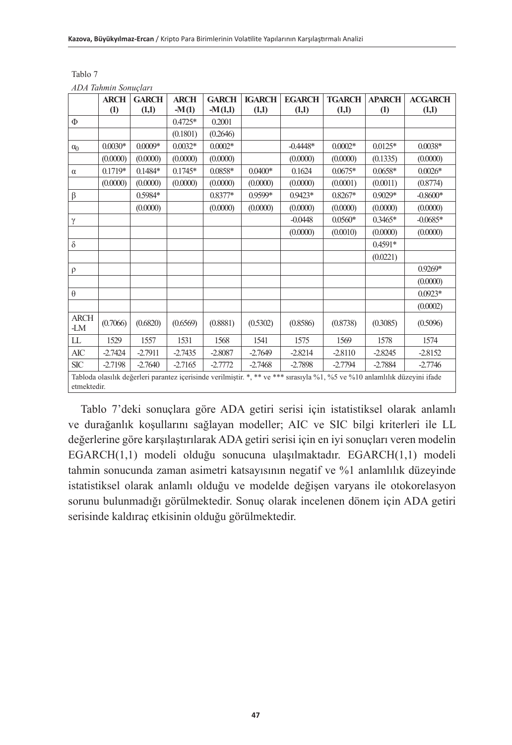Tablo 7

*ADA Tahmin Sonuçları*

| | ARCH (1) | GARCH (1,1) | ARCH -M (1) | GARCH -M (1,1) | IGARCH (1,1) | EGARCH (1,1) | TGARCH (1,1) | APARCH (1) | ACGARCH (1,1) |
|---|---|---|---|---|---|---|---|---|---|
| $\Phi$ | | | 0.4725* | 0.2001 | | | | | |
| | | | (0.1801) | (0.2646) | | | | | |
| $\alpha_0$ | 0.0030* | 0.0009* | 0.0032* | 0.0002* | | -0.4448* | 0.0002* | 0.0125* | 0.0038* |
| | (0.0000) | (0.0000) | (0.0000) | (0.0000) | | (0.0000) | (0.0000) | (0.1335) | (0.0000) |
| $\alpha$ | 0.1719* | 0.1484* | 0.1745* | 0.0858* | 0.0400* | 0.1624 | 0.0675* | 0.0658* | 0.0026* |
| | (0.0000) | (0.0000) | (0.0000) | (0.0000) | (0.0000) | (0.0000) | (0.0001) | (0.0011) | (0.8774) |
| $\beta$ | | 0.5984* | | 0.8377* | 0.9599* | 0.9423* | 0.8267* | 0.9029* | -0.8600* |
| | | (0.0000) | | (0.0000) | (0.0000) | (0.0000) | (0.0000) | (0.0000) | (0.0000) |
| $\gamma$ | | | | | | -0.0448 | 0.0560* | 0.3465* | -0.0685* |
| | | | | | | (0.0000) | (0.0010) | (0.0000) | (0.0000) |
| $\delta$ | | | | | | | | 0.4591* | |
| | | | | | | | | (0.0221) | |
| $\rho$ | | | | | | | | | 0.9269* |
| | | | | | | | | | (0.0000) |
| $\theta$ | | | | | | | | | 0.0923* |
| | | | | | | | | | (0.0002) |
| ARCH -LM | (0.7066) | (0.6820) | (0.6569) | (0.8881) | (0.5302) | (0.8586) | (0.8738) | (0.3085) | (0.5096) |
| LL | 1529 | 1557 | 1531 | 1568 | 1541 | 1575 | 1569 | 1578 | 1574 |
| AIC | -2.7424 | -2.7911 | -2.7435 | -2.8087 | -2.7649 | -2.8214 | -2.8110 | -2.8245 | -2.8152 |
| SIC | -2.7198 | -2.7640 | -2.7165 | -2.7772 | -2.7468 | -2.7898 | -2.7794 | -2.7884 | -2.7746 |

Tabloda olasılık değerleri parantez içerisinde verilmiştir. *, ** ve *** sırasıyla %1, %5 ve %10 anlamlılık düzeyini ifade etmektedir.

Tablo 7'deki sonuçlara göre ADA getiri serisi için istatistiksel olarak anlamlı ve durağanlık koşullarını sağlayan modeller; AIC ve SIC bilgi kriterleri ile LL değerlerine göre karşılaştırılarak ADA getiri serisi için en iyi sonuçları veren modelin EGARCH(1,1) modeli olduğu sonucuna ulaşılmaktadır. EGARCH(1,1) modeli tahmin sonucunda zaman asimetri katsayısının negatif ve %1 anlamlılık düzeyinde istatistiksel olarak anlamlı olduğu ve modelde değişen varyans ile otokorelasyon sorunu bulunmadığı görülmektedir. Sonuç olarak incelenen dönem için ADA getiri serisinde kaldıraç etkisinin olduğu görülmektedir.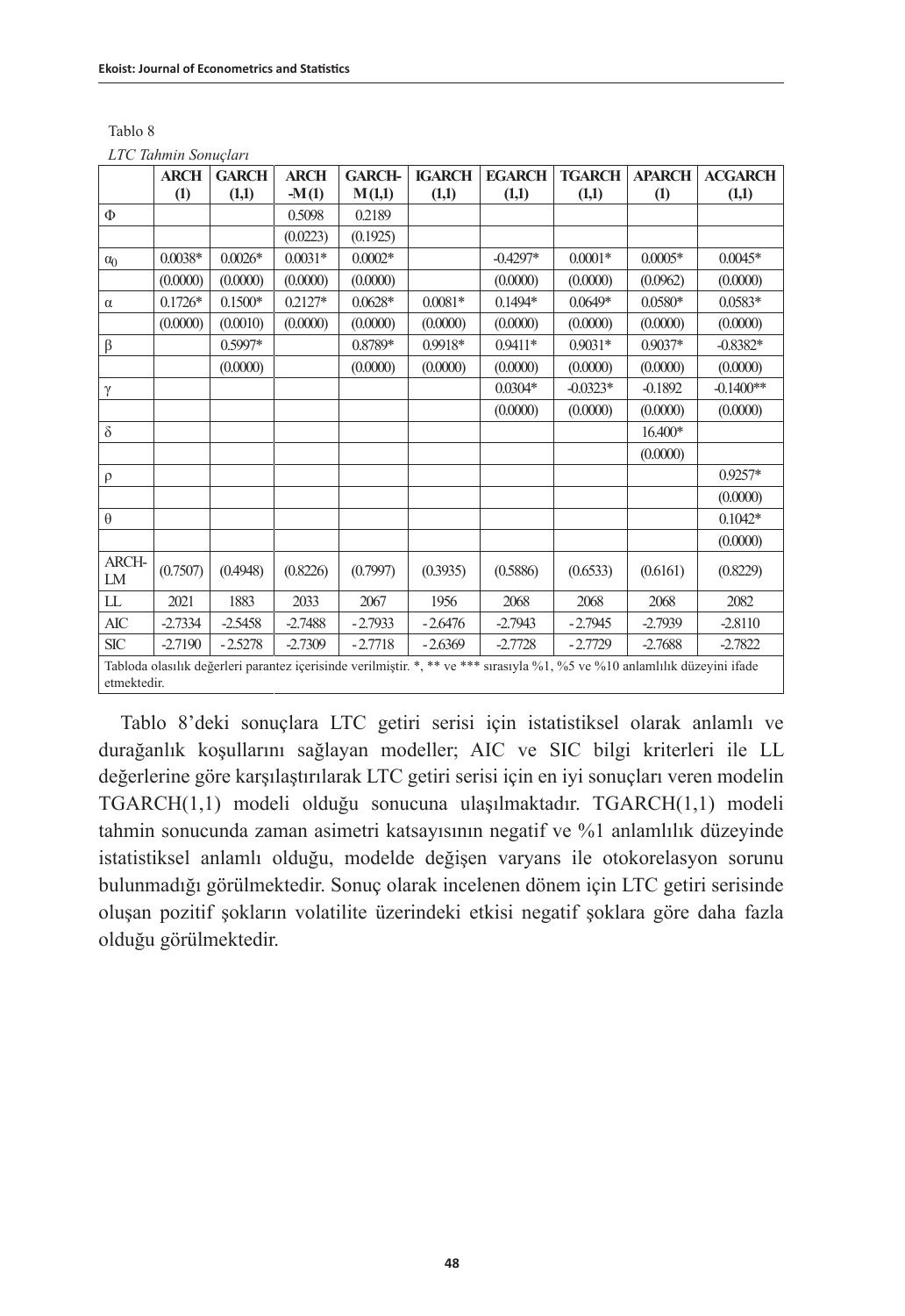Tablo 8

*LTC Tahmin Sonuçları*

| | ARCH (1) | GARCH (1,1) | ARCH -M (1) | GARCH-M (1,1) | IGARCH (1,1) | EGARCH (1,1) | TGARCH (1,1) | APARCH (1) | ACGARCH (1,1) |
|---|---|---|---|---|---|---|---|---|---|
| $\Phi$ | | | 0.5098 | 0.2189 | | | | | |
| | | | (0.0223) | (0.1925) | | | | | |
| $\alpha_0$ | 0.0038* | 0.0026* | 0.0031* | 0.0002* | | -0.4297* | 0.0001* | 0.0005* | 0.0045* |
| | (0.0000) | (0.0000) | (0.0000) | (0.0000) | | (0.0000) | (0.0000) | (0.0962) | (0.0000) |
| $\alpha$ | 0.1726* | 0.1500* | 0.2127* | 0.0628* | 0.0081* | 0.1494* | 0.0649* | 0.0580* | 0.0583* |
| | (0.0000) | (0.0010) | (0.0000) | (0.0000) | (0.0000) | (0.0000) | (0.0000) | (0.0000) | (0.0000) |
| $\beta$ | | 0.5997* | | 0.8789* | 0.9918* | 0.9411* | 0.9031* | 0.9037* | -0.8382* |
| | | (0.0000) | | (0.0000) | (0.0000) | (0.0000) | (0.0000) | (0.0000) | (0.0000) |
| $\gamma$ | | | | | | 0.0304* | -0.0323* | -0.1892 | -0.1400** |
| | | | | | | (0.0000) | (0.0000) | (0.0000) | (0.0000) |
| $\delta$ | | | | | | | | 16.400* | |
| | | | | | | | | (0.0000) | |
| $\rho$ | | | | | | | | | 0.9257* |
| | | | | | | | | | (0.0000) |
| $\theta$ | | | | | | | | | 0.1042* |
| | | | | | | | | | (0.0000) |
| ARCH-LM | (0.7507) | (0.4948) | (0.8226) | (0.7997) | (0.3935) | (0.5886) | (0.6533) | (0.6161) | (0.8229) |
| LL | 2021 | 1883 | 2033 | 2067 | 1956 | 2068 | 2068 | 2068 | 2082 |
| AIC | -2.7334 | -2.5458 | -2.7488 | -2.7933 | -2.6476 | -2.7943 | -2.7945 | -2.7939 | -2.8110 |
| SIC | -2.7190 | -2.5278 | -2.7309 | -2.7718 | -2.6369 | -2.7728 | -2.7729 | -2.7688 | -2.7822 |

Tabloda olasılık değerleri parantez içerisinde verilmiştir. *, ** ve *** sırasıyla %1, %5 ve %10 anlamlılık düzeyini ifade etmektedir.

Tablo 8'deki sonuçlara LTC getiri serisi için istatistiksel olarak anlamlı ve durağanlık koşullarını sağlayan modeller; AIC ve SIC bilgi kriterleri ile LL değerlerine göre karşılaştırılarak LTC getiri serisi için en iyi sonuçları veren modelin TGARCH(1,1) modeli olduğu sonucuna ulaşılmaktadır. TGARCH(1,1) modeli tahmin sonucunda zaman asimetri katsayısının negatif ve %1 anlamlılık düzeyinde istatistiksel anlamlı olduğu, modelde değişen varyans ile otokorelasyon sorunu bulunmadığı görülmektedir. Sonuç olarak incelenen dönem için LTC getiri serisinde oluşan pozitif şokların volatilite üzerindeki etkisi negatif şoklara göre daha fazla olduğu görülmektedir.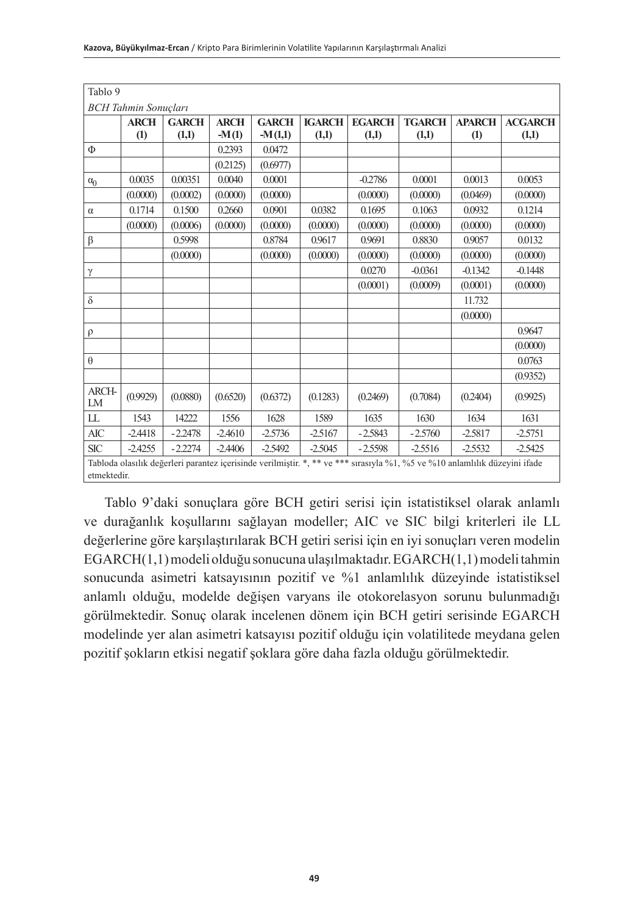Tablo 9

*BCH Tahmin Sonuçları*

| | ARCH (1) | GARCH (1,1) | ARCH -M (1) | GARCH -M (1,1) | IGARCH (1,1) | EGARCH (1,1) | TGARCH (1,1) | APARCH (1) | ACGARCH (1,1) |
|---|---|---|---|---|---|---|---|---|---|
| $\Phi$ | | | 0.2393 | 0.0472 | | | | | |
| | | | (0.2125) | (0.6977) | | | | | |
| $\alpha_0$ | 0.0035 | 0.00351 | 0.0040 | 0.0001 | | -0.2786 | 0.0001 | 0.0013 | 0.0053 |
| | (0.0000) | (0.0002) | (0.0000) | (0.0000) | | (0.0000) | (0.0000) | (0.0469) | (0.0000) |
| $\alpha$ | 0.1714 | 0.1500 | 0.2660 | 0.0901 | 0.0382 | 0.1695 | 0.1063 | 0.0932 | 0.1214 |
| | (0.0000) | (0.0006) | (0.0000) | (0.0000) | (0.0000) | (0.0000) | (0.0000) | (0.0000) | (0.0000) |
| $\beta$ | | 0.5998 | | 0.8784 | 0.9617 | 0.9691 | 0.8830 | 0.9057 | 0.0132 |
| | | (0.0000) | | (0.0000) | (0.0000) | (0.0000) | (0.0000) | (0.0000) | (0.0000) |
| $\gamma$ | | | | | | 0.0270 | -0.0361 | -0.1342 | -0.1448 |
| | | | | | | (0.0001) | (0.0009) | (0.0001) | (0.0000) |
| $\delta$ | | | | | | | | 11.732 | |
| | | | | | | | | (0.0000) | |
| $\rho$ | | | | | | | | | 0.9647 |
| | | | | | | | | | (0.0000) |
| $\theta$ | | | | | | | | | 0.0763 |
| | | | | | | | | | (0.9352) |
| ARCH-LM | (0.9929) | (0.0880) | (0.6520) | (0.6372) | (0.1283) | (0.2469) | (0.7084) | (0.2404) | (0.9925) |
| LL | 1543 | 14222 | 1556 | 1628 | 1589 | 1635 | 1630 | 1634 | 1631 |
| AIC | -2.4418 | -2.2478 | -2.4610 | -2.5736 | -2.5167 | -2.5843 | -2.5760 | -2.5817 | -2.5751 |
| SIC | -2.4255 | -2.2274 | -2.4406 | -2.5492 | -2.5045 | -2.5598 | -2.5516 | -2.5532 | -2.5425 |

Tabloda olasılık değerleri parantez içerisinde verilmiştir. *, ** ve *** sırasıyla %1, %5 ve %10 anlamlılık düzeyini ifade etmektedir.

Tablo 9'daki sonuçlara göre BCH getiri serisi için istatistiksel olarak anlamlı ve durağanlık koşullarını sağlayan modeller; AIC ve SIC bilgi kriterleri ile LL değerlerine göre karşılaştırılarak BCH getiri serisi için en iyi sonuçları veren modelin EGARCH(1,1) modeli olduğu sonucuna ulaşılmaktadır. EGARCH(1,1) modeli tahmin sonucunda asimetri katsayısının pozitif ve %1 anlamlılık düzeyinde istatistiksel anlamlı olduğu, modelde değişen varyans ile otokorelasyon sorunu bulunmadığı görülmektedir. Sonuç olarak incelenen dönem için BCH getiri serisinde EGARCH modelinde yer alan asimetri katsayısı pozitif olduğu için volatilitede meydana gelen pozitif şokların etkisi negatif şoklara göre daha fazla olduğu görülmektedir.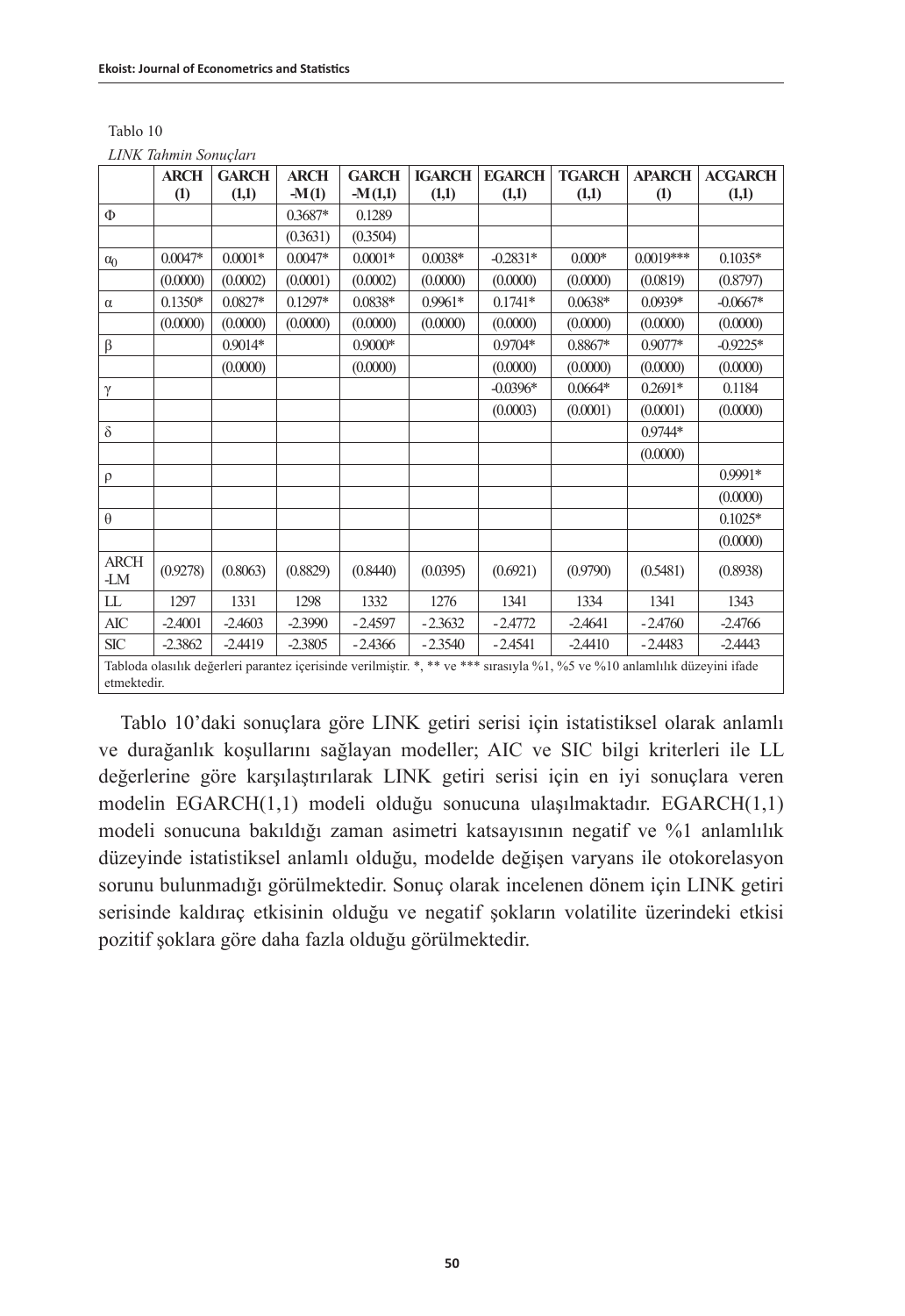Tablo 10

*LINK Tahmin Sonuçları*

| | ARCH (1) | GARCH (1,1) | ARCH -M (1) | GARCH -M (1,1) | IGARCH (1,1) | EGARCH (1,1) | TGARCH (1,1) | APARCH (1) | ACGARCH (1,1) |
|---|---|---|---|---|---|---|---|---|---|
| $\Phi$ | | | 0.3687* | 0.1289 | | | | | |
| | | | (0.3631) | (0.3504) | | | | | |
| $\alpha_0$ | 0.0047* | 0.0001* | 0.0047* | 0.0001* | 0.0038* | -0.2831* | 0.000* | 0.0019*** | 0.1035* |
| | (0.0000) | (0.0002) | (0.0001) | (0.0002) | (0.0000) | (0.0000) | (0.0000) | (0.0819) | (0.8797) |
| $\alpha$ | 0.1350* | 0.0827* | 0.1297* | 0.0838* | 0.9961* | 0.1741* | 0.0638* | 0.0939* | -0.0667* |
| | (0.0000) | (0.0000) | (0.0000) | (0.0000) | (0.0000) | (0.0000) | (0.0000) | (0.0000) | (0.0000) |
| $\beta$ | | 0.9014* | | 0.9000* | | 0.9704* | 0.8867* | 0.9077* | -0.9225* |
| | | (0.0000) | | (0.0000) | | (0.0000) | (0.0000) | (0.0000) | (0.0000) |
| $\gamma$ | | | | | | -0.0396* | 0.0664* | 0.2691* | 0.1184 |
| | | | | | | (0.0003) | (0.0001) | (0.0001) | (0.0000) |
| $\delta$ | | | | | | | | 0.9744* | |
| | | | | | | | | (0.0000) | |
| $\rho$ | | | | | | | | | 0.9991* |
| | | | | | | | | | (0.0000) |
| $\theta$ | | | | | | | | | 0.1025* |
| | | | | | | | | | (0.0000) |
| ARCH -LM | (0.9278) | (0.8063) | (0.8829) | (0.8440) | (0.0395) | (0.6921) | (0.9790) | (0.5481) | (0.8938) |
| LL | 1297 | 1331 | 1298 | 1332 | 1276 | 1341 | 1334 | 1341 | 1343 |
| AIC | -2.4001 | -2.4603 | -2.3990 | -2.4597 | -2.3632 | -2.4772 | -2.4641 | -2.4760 | -2.4766 |
| SIC | -2.3862 | -2.4419 | -2.3805 | -2.4366 | -2.3540 | -2.4541 | -2.4410 | -2.4483 | -2.4443 |

Tabloda olasılık değerleri parantez içerisinde verilmiştir. *, ** ve *** sırasıyla %1, %5 ve %10 anlamlılık düzeyini ifade etmektedir.

Tablo 10'daki sonuçlara göre LINK getiri serisi için istatistiksel olarak anlamlı ve durağanlık koşullarını sağlayan modeller; AIC ve SIC bilgi kriterleri ile LL değerlerine göre karşılaştırılarak LINK getiri serisi için en iyi sonuçlara veren modelin EGARCH(1,1) modeli olduğu sonucuna ulaşılmaktadır. EGARCH(1,1) modeli sonucuna bakıldığı zaman asimetri katsayısının negatif ve %1 anlamlılık düzeyinde istatistiksel anlamlı olduğu, modelde değişen varyans ile otokorelasyon sorunu bulunmadığı görülmektedir. Sonuç olarak incelenen dönem için LINK getiri serisinde kaldıraç etkisinin olduğu ve negatif şokların volatilite üzerindeki etkisi pozitif şoklara göre daha fazla olduğu görülmektedir.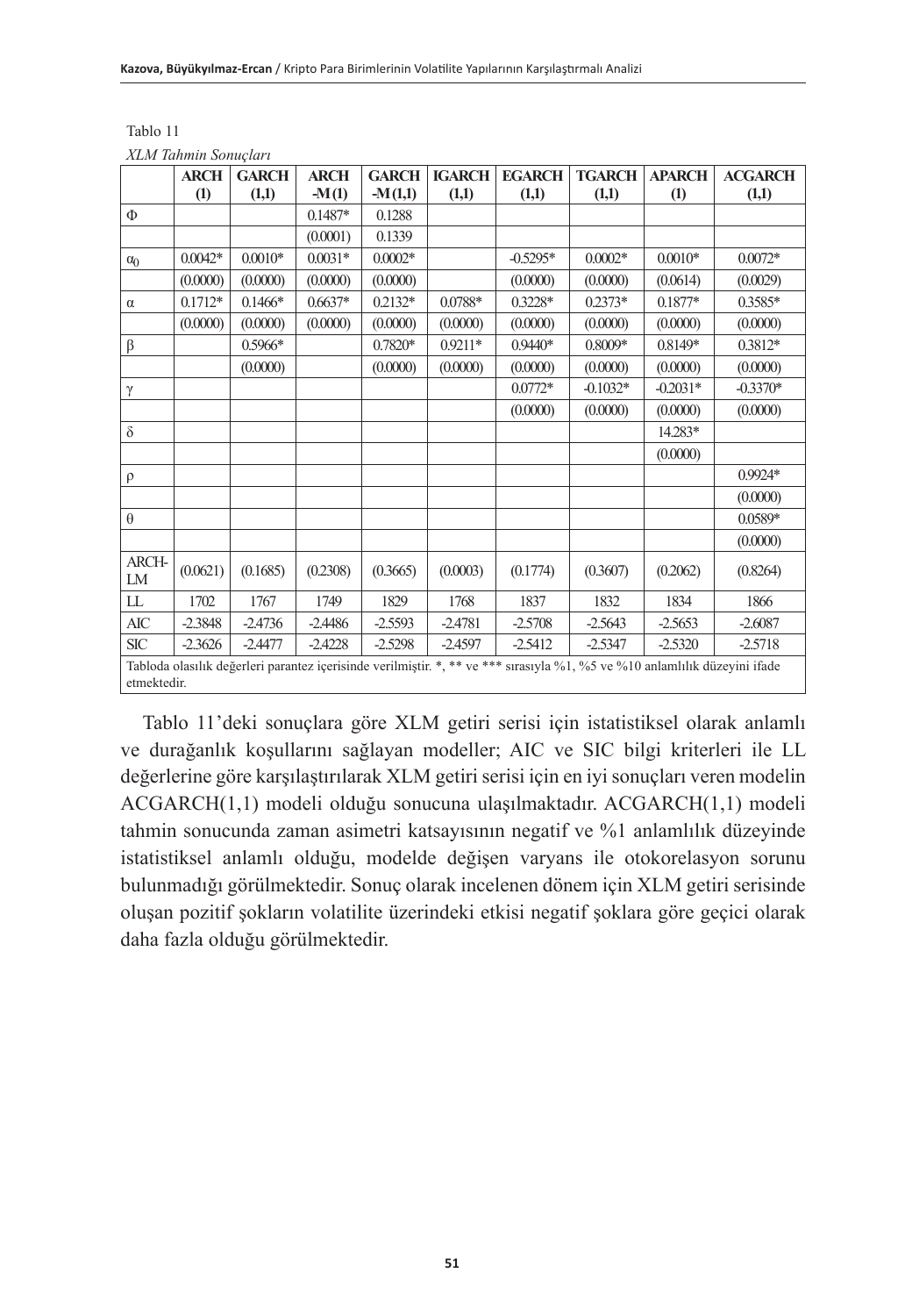Tablo 11

*XLM Tahmin Sonuçları*

| | ARCH (1) | GARCH (1,1) | ARCH -M (1) | GARCH -M (1,1) | IGARCH (1,1) | EGARCH (1,1) | TGARCH (1,1) | APARCH (1) | ACGARCH (1,1) |
|---|---|---|---|---|---|---|---|---|---|
| Φ | | | 0.1487* | 0.1288 | | | | | |
| | | | (0.0001) | 0.1339 | | | | | |
| $\alpha_0$ | 0.0042* | 0.0010* | 0.0031* | 0.0002* | | -0.5295* | 0.0002* | 0.0010* | 0.0072* |
| | (0.0000) | (0.0000) | (0.0000) | (0.0000) | | (0.0000) | (0.0000) | (0.0614) | (0.0029) |
| α | 0.1712* | 0.1466* | 0.6637* | 0.2132* | 0.0788* | 0.3228* | 0.2373* | 0.1877* | 0.3585* |
| | (0.0000) | (0.0000) | (0.0000) | (0.0000) | (0.0000) | (0.0000) | (0.0000) | (0.0000) | (0.0000) |
| β | | 0.5966* | | 0.7820* | 0.9211* | 0.9440* | 0.8009* | 0.8149* | 0.3812* |
| | | (0.0000) | | (0.0000) | (0.0000) | (0.0000) | (0.0000) | (0.0000) | (0.0000) |
| γ | | | | | | 0.0772* | -0.1032* | -0.2031* | -0.3370* |
| | | | | | | (0.0000) | (0.0000) | (0.0000) | (0.0000) |
| δ | | | | | | | | 14.283* | |
| | | | | | | | | (0.0000) | |
| ρ | | | | | | | | | 0.9924* |
| | | | | | | | | | (0.0000) |
| θ | | | | | | | | | 0.0589* |
| | | | | | | | | | (0.0000) |
| ARCH-LM | (0.0621) | (0.1685) | (0.2308) | (0.3665) | (0.0003) | (0.1774) | (0.3607) | (0.2062) | (0.8264) |
| LL | 1702 | 1767 | 1749 | 1829 | 1768 | 1837 | 1832 | 1834 | 1866 |
| AIC | -2.3848 | -2.4736 | -2.4486 | -2.5593 | -2.4781 | -2.5708 | -2.5643 | -2.5653 | -2.6087 |
| SIC | -2.3626 | -2.4477 | -2.4228 | -2.5298 | -2.4597 | -2.5412 | -2.5347 | -2.5320 | -2.5718 |

Tabloda olasılık değerleri parantez içerisinde verilmiştir. *, ** ve *** sırasıyla %1, %5 ve %10 anlamlılık düzeyini ifade etmektedir.

Tablo 11'deki sonuçlara göre XLM getiri serisi için istatistiksel olarak anlamlı ve durağanlık koşullarını sağlayan modeller; AIC ve SIC bilgi kriterleri ile LL değerlerine göre karşılaştırılarak XLM getiri serisi için en iyi sonuçları veren modelin ACGARCH(1,1) modeli olduğu sonucuna ulaşılmaktadır. ACGARCH(1,1) modeli tahmin sonucunda zaman asimetri katsayısının negatif ve %1 anlamlılık düzeyinde istatistiksel anlamlı olduğu, modelde değişen varyans ile otokorelasyon sorunu bulunmadığı görülmektedir. Sonuç olarak incelenen dönem için XLM getiri serisinde oluşan pozitif şokların volatilite üzerindeki etkisi negatif şoklara göre geçici olarak daha fazla olduğu görülmektedir.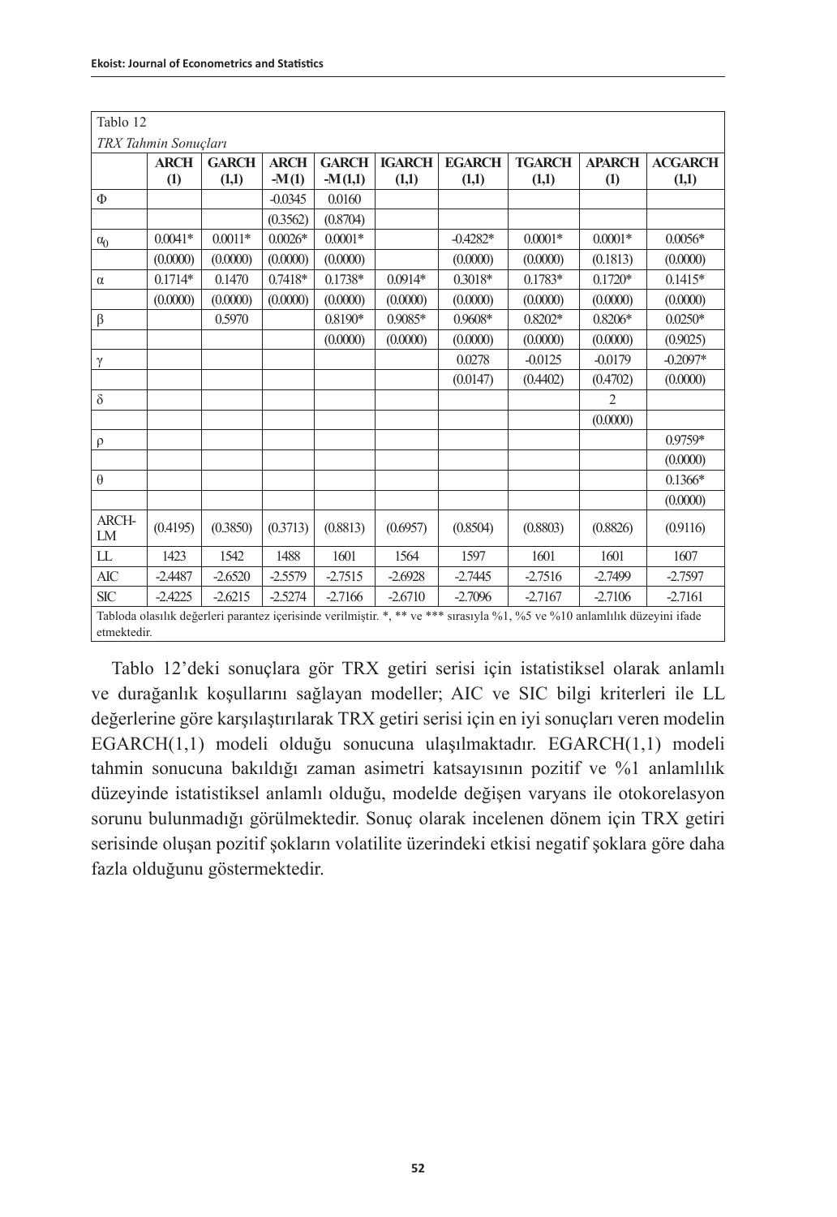Tablo 12

*TRX Tahmin Sonuçları*

| | ARCH (1) | GARCH (1,1) | ARCH -M(1) | GARCH -M(1,1) | IGARCH (1,1) | EGARCH (1,1) | TGARCH (1,1) | APARCH (1) | ACGARCH (1,1) |
|---|---|---|---|---|---|---|---|---|---|
| Φ | | | -0.0345 | 0.0160 | | | | | |
| | | | (0.3562) | (0.8704) | | | | | |
| $\alpha_0$ | 0.0041* | 0.0011* | 0.0026* | 0.0001* | | -0.4282* | 0.0001* | 0.0001* | 0.0056* |
| | (0.0000) | (0.0000) | (0.0000) | (0.0000) | | (0.0000) | (0.0000) | (0.1813) | (0.0000) |
| α | 0.1714* | 0.1470 | 0.7418* | 0.1738* | 0.0914* | 0.3018* | 0.1783* | 0.1720* | 0.1415* |
| | (0.0000) | (0.0000) | (0.0000) | (0.0000) | (0.0000) | (0.0000) | (0.0000) | (0.0000) | (0.0000) |
| β | | 0.5970 | | 0.8190* | 0.9085* | 0.9608* | 0.8202* | 0.8206* | 0.0250* |
| | | | | (0.0000) | (0.0000) | (0.0000) | (0.0000) | (0.0000) | (0.9025) |
| γ | | | | | | 0.0278 | -0.0125 | -0.0179 | -0.2097* |
| | | | | | | (0.0147) | (0.4402) | (0.4702) | (0.0000) |
| δ | | | | | | | | 2 | |
| | | | | | | | | (0.0000) | |
| ρ | | | | | | | | | 0.9759* |
| | | | | | | | | | (0.0000) |
| θ | | | | | | | | | 0.1366* |
| | | | | | | | | | (0.0000) |
| ARCH-LM | (0.4195) | (0.3850) | (0.3713) | (0.8813) | (0.6957) | (0.8504) | (0.8803) | (0.8826) | (0.9116) |
| LL | 1423 | 1542 | 1488 | 1601 | 1564 | 1597 | 1601 | 1601 | 1607 |
| AIC | -2.4487 | -2.6520 | -2.5579 | -2.7515 | -2.6928 | -2.7445 | -2.7516 | -2.7499 | -2.7597 |
| SIC | -2.4225 | -2.6215 | -2.5274 | -2.7166 | -2.6710 | -2.7096 | -2.7167 | -2.7106 | -2.7161 |

Tabloda olasılık değerleri parantez içerisinde verilmiştir. *, ** ve *** sırasıyla %1, %5 ve %10 anlamlılık düzeyini ifade etmektedir.

Tablo 12'deki sonuçlara gör TRX getiri serisi için istatistiksel olarak anlamlı ve durağanlık koşullarını sağlayan modeller; AIC ve SIC bilgi kriterleri ile LL değerlerine göre karşılaştırılarak TRX getiri serisi için en iyi sonuçları veren modelin EGARCH(1,1) modeli olduğu sonucuna ulaşılmaktadır. EGARCH(1,1) modeli tahmin sonucuna bakıldığı zaman asimetri katsayısının pozitif ve %1 anlamlılık düzeyinde istatistiksel anlamlı olduğu, modelde değişen varyans ile otokorelasyon sorunu bulunmadığı görülmektedir. Sonuç olarak incelenen dönem için TRX getiri serisinde oluşan pozitif şokların volatilite üzerindeki etkisi negatif şoklara göre daha fazla olduğunu göstermektedir.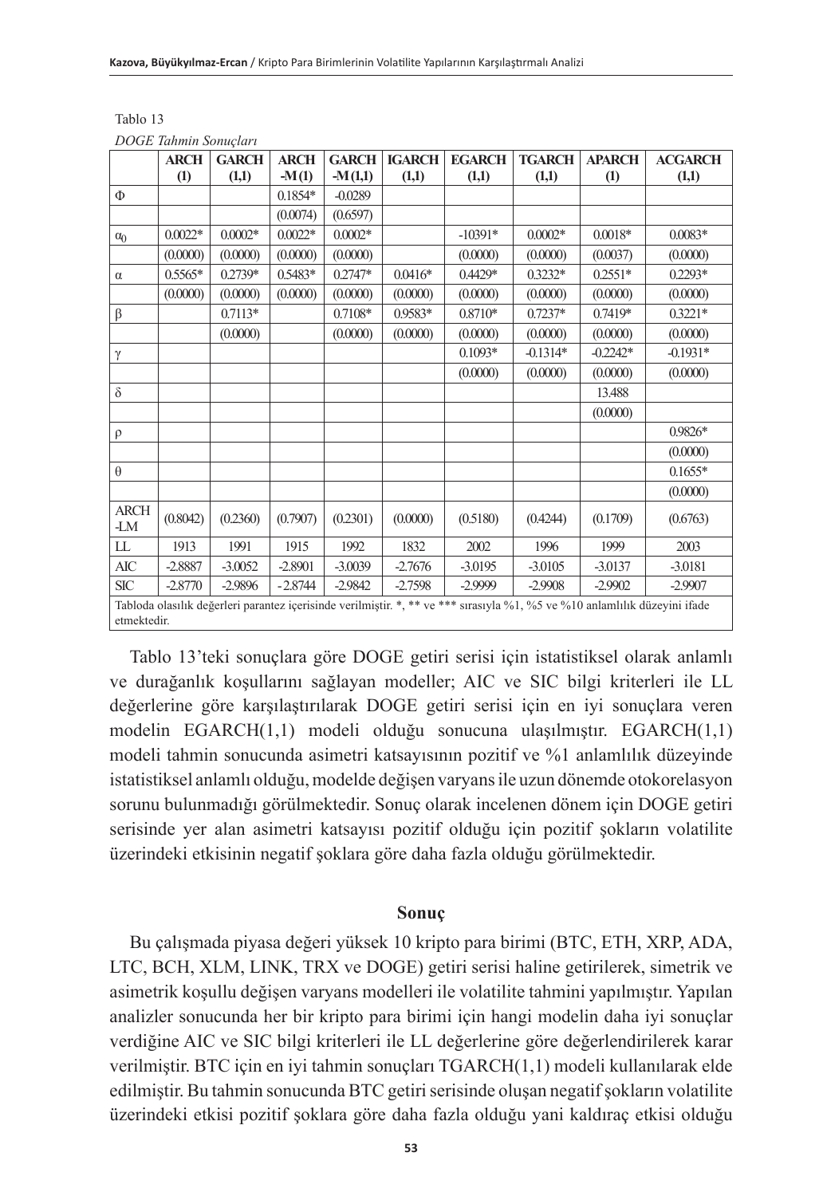Tablo 13

*DOGE Tahmin Sonuçları*

| | ARCH (1) | GARCH (1,1) | ARCH -M (1) | GARCH -M (1,1) | IGARCH (1,1) | EGARCH (1,1) | TGARCH (1,1) | APARCH (1) | ACGARCH (1,1) |
|---|---|---|---|---|---|---|---|---|---|
| $\Phi$ | | | 0.1854* | -0.0289 | | | | | |
| | | | (0.0074) | (0.6597) | | | | | |
| $\alpha_0$ | 0.0022* | 0.0002* | 0.0022* | 0.0002* | | -10391* | 0.0002* | 0.0018* | 0.0083* |
| | (0.0000) | (0.0000) | (0.0000) | (0.0000) | | (0.0000) | (0.0000) | (0.0037) | (0.0000) |
| $\alpha$ | 0.5565* | 0.2739* | 0.5483* | 0.2747* | 0.0416* | 0.4429* | 0.3232* | 0.2551* | 0.2293* |
| | (0.0000) | (0.0000) | (0.0000) | (0.0000) | (0.0000) | (0.0000) | (0.0000) | (0.0000) | (0.0000) |
| $\beta$ | | 0.7113* | | 0.7108* | 0.9583* | 0.8710* | 0.7237* | 0.7419* | 0.3221* |
| | | (0.0000) | | (0.0000) | (0.0000) | (0.0000) | (0.0000) | (0.0000) | (0.0000) |
| $\gamma$ | | | | | | 0.1093* | -0.1314* | -0.2242* | -0.1931* |
| | | | | | | (0.0000) | (0.0000) | (0.0000) | (0.0000) |
| $\delta$ | | | | | | | | 13.488 | |
| | | | | | | | | (0.0000) | |
| $\rho$ | | | | | | | | | 0.9826* |
| | | | | | | | | | (0.0000) |
| $\theta$ | | | | | | | | | 0.1655* |
| | | | | | | | | | (0.0000) |
| ARCH -LM | (0.8042) | (0.2360) | (0.7907) | (0.2301) | (0.0000) | (0.5180) | (0.4244) | (0.1709) | (0.6763) |
| LL | 1913 | 1991 | 1915 | 1992 | 1832 | 2002 | 1996 | 1999 | 2003 |
| AIC | -2.8887 | -3.0052 | -2.8901 | -3.0039 | -2.7676 | -3.0195 | -3.0105 | -3.0137 | -3.0181 |
| SIC | -2.8770 | -2.9896 | -2.8744 | -2.9842 | -2.7598 | -2.9999 | -2.9908 | -2.9902 | -2.9907 |

Tabloda olasılık değerleri parantez içerisinde verilmiştir. *, ** ve *** sırasıyla %1, %5 ve %10 anlamlılık düzeyini ifade etmektedir.

Tablo 13'teki sonuçlara göre DOGE getiri serisi için istatistiksel olarak anlamlı ve durağanlık koşullarını sağlayan modeller; AIC ve SIC bilgi kriterleri ile LL değerlerine göre karşılaştırılarak DOGE getiri serisi için en iyi sonuçlara veren modelin EGARCH(1,1) modeli olduğu sonucuna ulaşılmıştır. EGARCH(1,1) modeli tahmin sonucunda asimetri katsayısının pozitif ve %1 anlamlılık düzeyinde istatistiksel anlamlı olduğu, modelde değişen varyans ile uzun dönemde otokorelasyon sorunu bulunmadığı görülmektedir. Sonuç olarak incelenen dönem için DOGE getiri serisinde yer alan asimetri katsayısı pozitif olduğu için pozitif şokların volatilite üzerindeki etkisinin negatif şoklara göre daha fazla olduğu görülmektedir.

## Sonuç

Bu çalışmada piyasa değeri yüksek 10 kripto para birimi (BTC, ETH, XRP, ADA, LTC, BCH, XLM, LINK, TRX ve DOGE) getiri serisi haline getirilerek, simetrik ve asimetrik koşullu değişen varyans modelleri ile volatilite tahmini yapılmıştır. Yapılan analizler sonucunda her bir kripto para birimi için hangi modelin daha iyi sonuçlar verdiğine AIC ve SIC bilgi kriterleri ile LL değerlerine göre değerlendirilerek karar verilmiştir. BTC için en iyi tahmin sonuçları TGARCH(1,1) modeli kullanılarak elde edilmiştir. Bu tahmin sonucunda BTC getiri serisinde oluşan negatif şokların volatilite üzerindeki etkisi pozitif şoklara göre daha fazla olduğu yani kaldıraç etkisi olduğu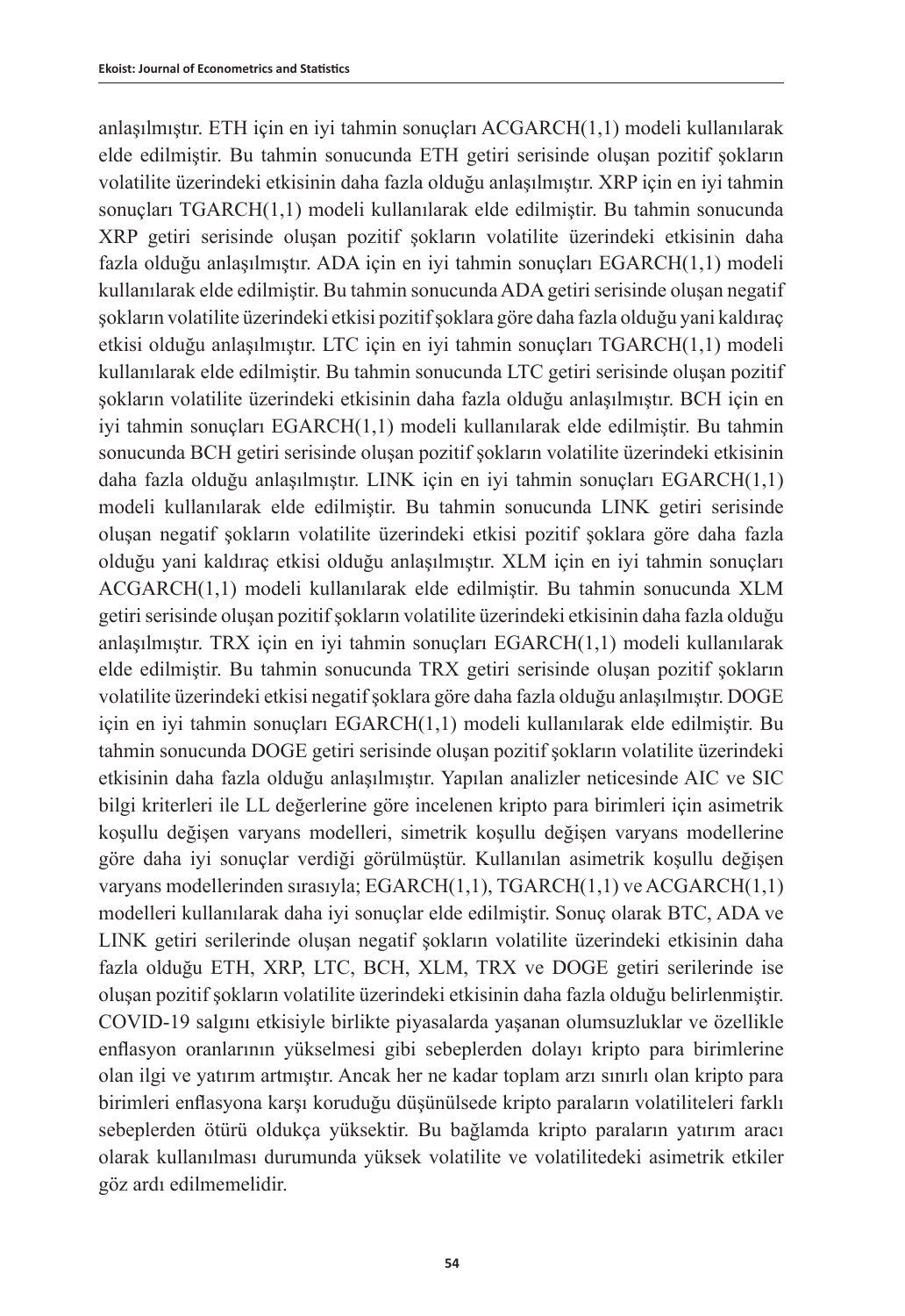anlaşılmıştır. ETH için en iyi tahmin sonuçları ACGARCH(1,1) modeli kullanılarak elde edilmiştir. Bu tahmin sonucunda ETH getiri serisinde oluşan pozitif şokların volatilite üzerindeki etkisinin daha fazla olduğu anlaşılmıştır. XRP için en iyi tahmin sonuçları TGARCH(1,1) modeli kullanılarak elde edilmiştir. Bu tahmin sonucunda XRP getiri serisinde oluşan pozitif şokların volatilite üzerindeki etkisinin daha fazla olduğu anlaşılmıştır. ADA için en iyi tahmin sonuçları EGARCH(1,1) modeli kullanılarak elde edilmiştir. Bu tahmin sonucunda ADA getiri serisinde oluşan negatif şokların volatilite üzerindeki etkisi pozitif şoklara göre daha fazla olduğu yani kaldıraç etkisi olduğu anlaşılmıştır. LTC için en iyi tahmin sonuçları TGARCH(1,1) modeli kullanılarak elde edilmiştir. Bu tahmin sonucunda LTC getiri serisinde oluşan pozitif şokların volatilite üzerindeki etkisinin daha fazla olduğu anlaşılmıştır. BCH için en iyi tahmin sonuçları EGARCH(1,1) modeli kullanılarak elde edilmiştir. Bu tahmin sonucunda BCH getiri serisinde oluşan pozitif şokların volatilite üzerindeki etkisinin daha fazla olduğu anlaşılmıştır. LINK için en iyi tahmin sonuçları EGARCH(1,1) modeli kullanılarak elde edilmiştir. Bu tahmin sonucunda LINK getiri serisinde oluşan negatif şokların volatilite üzerindeki etkisi pozitif şoklara göre daha fazla olduğu yani kaldıraç etkisi olduğu anlaşılmıştır. XLM için en iyi tahmin sonuçları ACGARCH(1,1) modeli kullanılarak elde edilmiştir. Bu tahmin sonucunda XLM getiri serisinde oluşan pozitif şokların volatilite üzerindeki etkisinin daha fazla olduğu anlaşılmıştır. TRX için en iyi tahmin sonuçları EGARCH(1,1) modeli kullanılarak elde edilmiştir. Bu tahmin sonucunda TRX getiri serisinde oluşan pozitif şokların volatilite üzerindeki etkisi negatif şoklara göre daha fazla olduğu anlaşılmıştır. DOGE için en iyi tahmin sonuçları EGARCH(1,1) modeli kullanılarak elde edilmiştir. Bu tahmin sonucunda DOGE getiri serisinde oluşan pozitif şokların volatilite üzerindeki etkisinin daha fazla olduğu anlaşılmıştır. Yapılan analizler neticesinde AIC ve SIC bilgi kriterleri ile LL değerlerine göre incelenen kripto para birimleri için asimetrik koşullu değişen varyans modelleri, simetrik koşullu değişen varyans modellerine göre daha iyi sonuçlar verdiği görülmüştür. Kullanılan asimetrik koşullu değişen varyans modellerinden sırasıyla; EGARCH(1,1), TGARCH(1,1) ve ACGARCH(1,1) modelleri kullanılarak daha iyi sonuçlar elde edilmiştir. Sonuç olarak BTC, ADA ve LINK getiri serilerinde oluşan negatif şokların volatilite üzerindeki etkisinin daha fazla olduğu ETH, XRP, LTC, BCH, XLM, TRX ve DOGE getiri serilerinde ise oluşan pozitif şokların volatilite üzerindeki etkisinin daha fazla olduğu belirlenmiştir. COVID-19 salgını etkisiyle birlikte piyasalarda yaşanan olumsuzluklar ve özellikle enflasyon oranlarının yükselmesi gibi sebeplerden dolayı kripto para birimlerine olan ilgi ve yatırım artmıştır. Ancak her ne kadar toplam arzı sınırlı olan kripto para birimleri enflasyona karşı koruduğu düşünülsede kripto paraların volatiliteleri farklı sebeplerden ötürü oldukça yüksektir. Bu bağlamda kripto paraların yatırım aracı olarak kullanılması durumunda yüksek volatilite ve volatilitedeki asimetrik etkiler göz ardı edilmemelidir.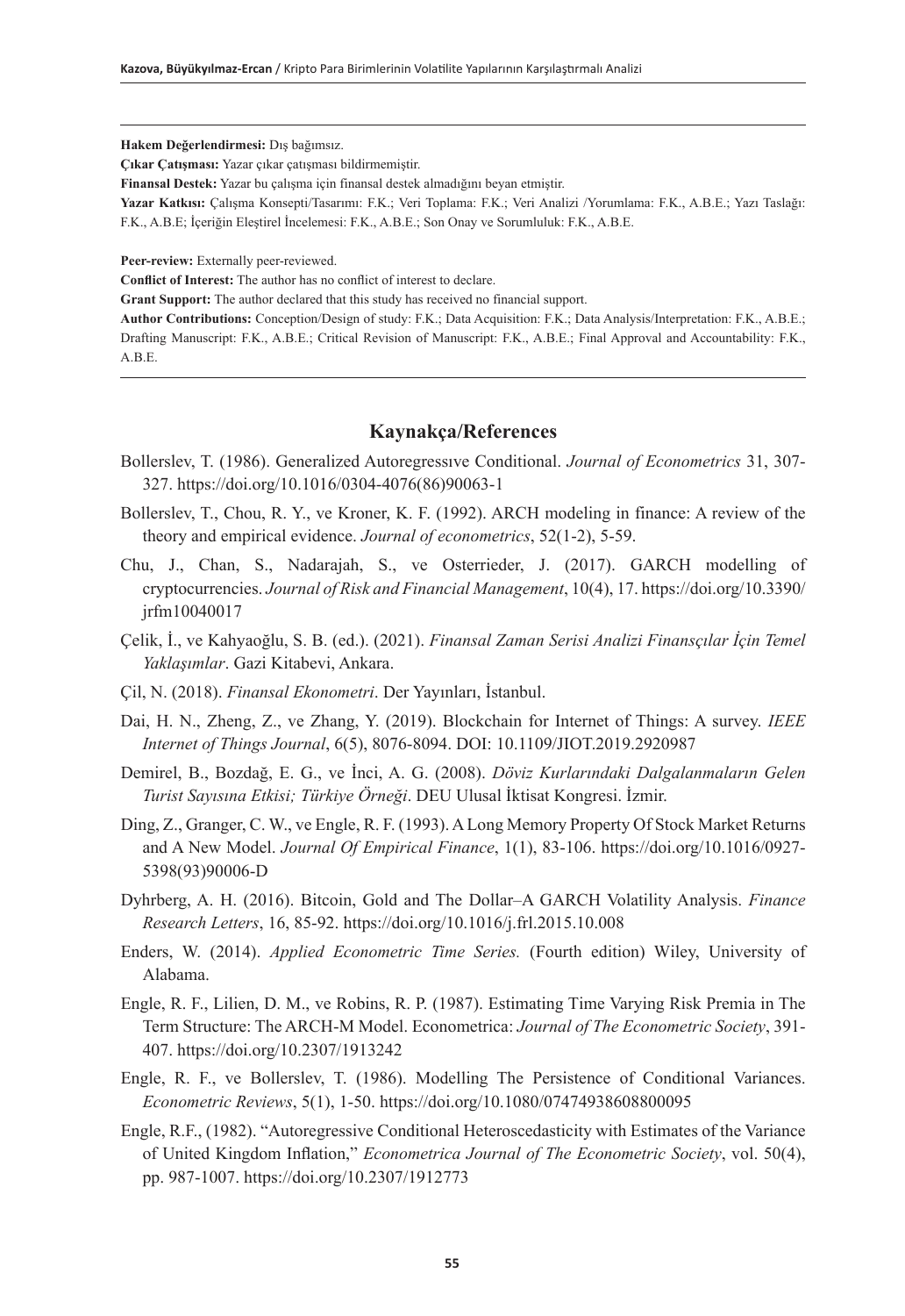**Hakem Değerlendirmesi:** Dış bağımsız.

**Çıkar Çatışması:** Yazar çıkar çatışması bildirmemiştir.

**Finansal Destek:** Yazar bu çalışma için finansal destek almadığını beyan etmiştir.

**Yazar Katkısı:** Çalışma Konsepti/Tasarımı: F.K.; Veri Toplama: F.K.; Veri Analizi /Yorumlama: F.K., A.B.E.; Yazı Taslağı: F.K., A.B.E; İçeriğin Eleştirel İncelemesi: F.K., A.B.E.; Son Onay ve Sorumluluk: F.K., A.B.E.

**Peer-review:** Externally peer-reviewed.

**Conflict of Interest:** The author has no conflict of interest to declare.

**Grant Support:** The author declared that this study has received no financial support.

**Author Contributions:** Conception/Design of study: F.K.; Data Acquisition: F.K.; Data Analysis/Interpretation: F.K., A.B.E.; Drafting Manuscript: F.K., A.B.E.; Critical Revision of Manuscript: F.K., A.B.E.; Final Approval and Accountability: F.K., A.B.E.

## Kaynakça/References

Bollerslev, T. (1986). Generalized Autoregressıve Conditional. *Journal of Econometrics* 31, 307-327. https://doi.org/10.1016/0304-4076(86)90063-1

Bollerslev, T., Chou, R. Y., ve Kroner, K. F. (1992). ARCH modeling in finance: A review of the theory and empirical evidence. *Journal of econometrics*, 52(1-2), 5-59.

Chu, J., Chan, S., Nadarajah, S., ve Osterrieder, J. (2017). GARCH modelling of cryptocurrencies. *Journal of Risk and Financial Management*, 10(4), 17. https://doi.org/10.3390/jrfm10040017

Çelik, İ., ve Kahyaoğlu, S. B. (ed.). (2021). *Finansal Zaman Serisi Analizi Finansçılar İçin Temel Yaklaşımlar*. Gazi Kitabevi, Ankara.

Çil, N. (2018). *Finansal Ekonometri*. Der Yayınları, İstanbul.

Dai, H. N., Zheng, Z., ve Zhang, Y. (2019). Blockchain for Internet of Things: A survey. *IEEE Internet of Things Journal*, 6(5), 8076-8094. DOI: 10.1109/JIOT.2019.2920987

Demirel, B., Bozdağ, E. G., ve İnci, A. G. (2008). *Döviz Kurlarındaki Dalgalanmaların Gelen Turist Sayısına Etkisi; Türkiye Örneği*. DEU Ulusal İktisat Kongresi. İzmir.

Ding, Z., Granger, C. W., ve Engle, R. F. (1993). A Long Memory Property Of Stock Market Returns and A New Model. *Journal Of Empirical Finance*, 1(1), 83-106. https://doi.org/10.1016/0927-5398(93)90006-D

Dyhrberg, A. H. (2016). Bitcoin, Gold and The Dollar–A GARCH Volatility Analysis. *Finance Research Letters*, 16, 85-92. https://doi.org/10.1016/j.frl.2015.10.008

Enders, W. (2014). *Applied Econometric Time Series.* (Fourth edition) Wiley, University of Alabama.

Engle, R. F., Lilien, D. M., ve Robins, R. P. (1987). Estimating Time Varying Risk Premia in The Term Structure: The ARCH-M Model. Econometrica: *Journal of The Econometric Society*, 391-407. https://doi.org/10.2307/1913242

Engle, R. F., ve Bollerslev, T. (1986). Modelling The Persistence of Conditional Variances. *Econometric Reviews*, 5(1), 1-50. https://doi.org/10.1080/07474938608800095

Engle, R.F., (1982). "Autoregressive Conditional Heteroscedasticity with Estimates of the Variance of United Kingdom Inflation," *Econometrica Journal of The Econometric Society*, vol. 50(4), pp. 987-1007. https://doi.org/10.2307/1912773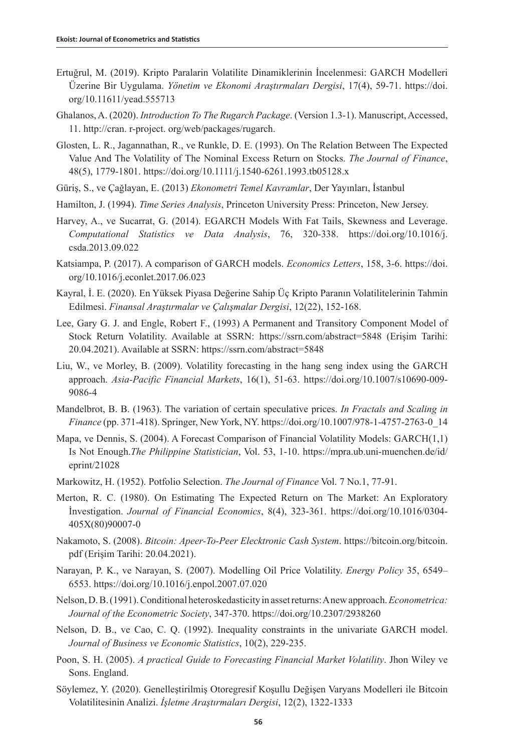Ertuğrul, M. (2019). Kripto Paralarin Volatilite Dinamiklerinin İncelenmesi: GARCH Modelleri Üzerine Bir Uygulama. *Yönetim ve Ekonomi Araştırmaları Dergisi*, 17(4), 59-71. https://doi.org/10.11611/yead.555713

Ghalanos, A. (2020). *Introduction To The Rugarch Package*. (Version 1.3-1). Manuscript, Accessed, 11. http://cran. r-project. org/web/packages/rugarch.

Glosten, L. R., Jagannathan, R., ve Runkle, D. E. (1993). On The Relation Between The Expected Value And The Volatility of The Nominal Excess Return on Stocks. *The Journal of Finance*, 48(5), 1779-1801. https://doi.org/10.1111/j.1540-6261.1993.tb05128.x

Güriş, S., ve Çağlayan, E. (2013) *Ekonometri Temel Kavramlar*, Der Yayınları, İstanbul

Hamilton, J. (1994). *Time Series Analysis*, Princeton University Press: Princeton, New Jersey.

Harvey, A., ve Sucarrat, G. (2014). EGARCH Models With Fat Tails, Skewness and Leverage. *Computational Statistics ve Data Analysis*, 76, 320-338. https://doi.org/10.1016/j.csda.2013.09.022

Katsiampa, P. (2017). A comparison of GARCH models. *Economics Letters*, 158, 3-6. https://doi.org/10.1016/j.econlet.2017.06.023

Kayral, İ. E. (2020). En Yüksek Piyasa Değerine Sahip Üç Kripto Paranın Volatilitelerinin Tahmin Edilmesi. *Finansal Araştırmalar ve Çalışmalar Dergisi*, 12(22), 152-168.

Lee, Gary G. J. and Engle, Robert F., (1993) A Permanent and Transitory Component Model of Stock Return Volatility. Available at SSRN: https://ssrn.com/abstract=5848 (Erişim Tarihi: 20.04.2021). Available at SSRN: https://ssrn.com/abstract=5848

Liu, W., ve Morley, B. (2009). Volatility forecasting in the hang seng index using the GARCH approach. *Asia-Pacific Financial Markets*, 16(1), 51-63. https://doi.org/10.1007/s10690-009-9086-4

Mandelbrot, B. B. (1963). The variation of certain speculative prices. *In Fractals and Scaling in Finance* (pp. 371-418). Springer, New York, NY. https://doi.org/10.1007/978-1-4757-2763-0_14

Mapa, ve Dennis, S. (2004). A Forecast Comparison of Financial Volatility Models: GARCH(1,1) Is Not Enough.*The Philippine Statistician*, Vol. 53, 1-10. https://mpra.ub.uni-muenchen.de/id/eprint/21028

Markowitz, H. (1952). Potfolio Selection. *The Journal of Finance* Vol. 7 No.1, 77-91.

Merton, R. C. (1980). On Estimating The Expected Return on The Market: An Exploratory İnvestigation. *Journal of Financial Economics*, 8(4), 323-361. https://doi.org/10.1016/0304-405X(80)90007-0

Nakamoto, S. (2008). *Bitcoin: Apeer-To-Peer Elecktronic Cash System*. https://bitcoin.org/bitcoin.pdf (Erişim Tarihi: 20.04.2021).

Narayan, P. K., ve Narayan, S. (2007). Modelling Oil Price Volatility. *Energy Policy* 35, 6549–6553. https://doi.org/10.1016/j.enpol.2007.07.020

Nelson, D. B. (1991). Conditional heteroskedasticity in asset returns: A new approach. *Econometrica: Journal of the Econometric Society*, 347-370. https://doi.org/10.2307/2938260

Nelson, D. B., ve Cao, C. Q. (1992). Inequality constraints in the univariate GARCH model. *Journal of Business ve Economic Statistics*, 10(2), 229-235.

Poon, S. H. (2005). *A practical Guide to Forecasting Financial Market Volatility*. Jhon Wiley ve Sons. England.

Söylemez, Y. (2020). Genelleştirilmiş Otoregresif Koşullu Değişen Varyans Modelleri ile Bitcoin Volatilitesinin Analizi. *İşletme Araştırmaları Dergisi*, 12(2), 1322-1333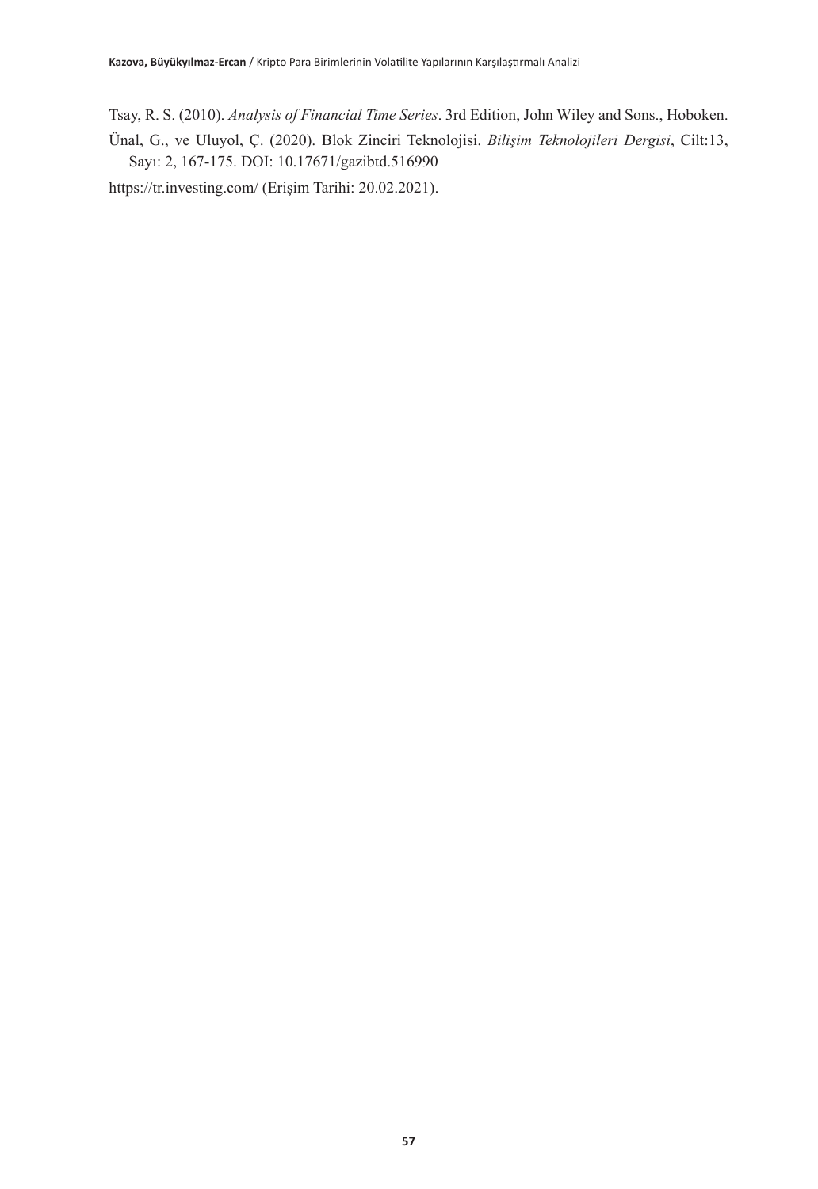Tsay, R. S. (2010). *Analysis of Financial Time Series*. 3rd Edition, John Wiley and Sons., Hoboken.

Ünal, G., ve Uluyol, Ç. (2020). Blok Zinciri Teknolojisi. *Bilişim Teknolojileri Dergisi*, Cilt:13, Sayı: 2, 167-175. DOI: 10.17671/gazibtd.516990

https://tr.investing.com/ (Erişim Tarihi: 20.02.2021).